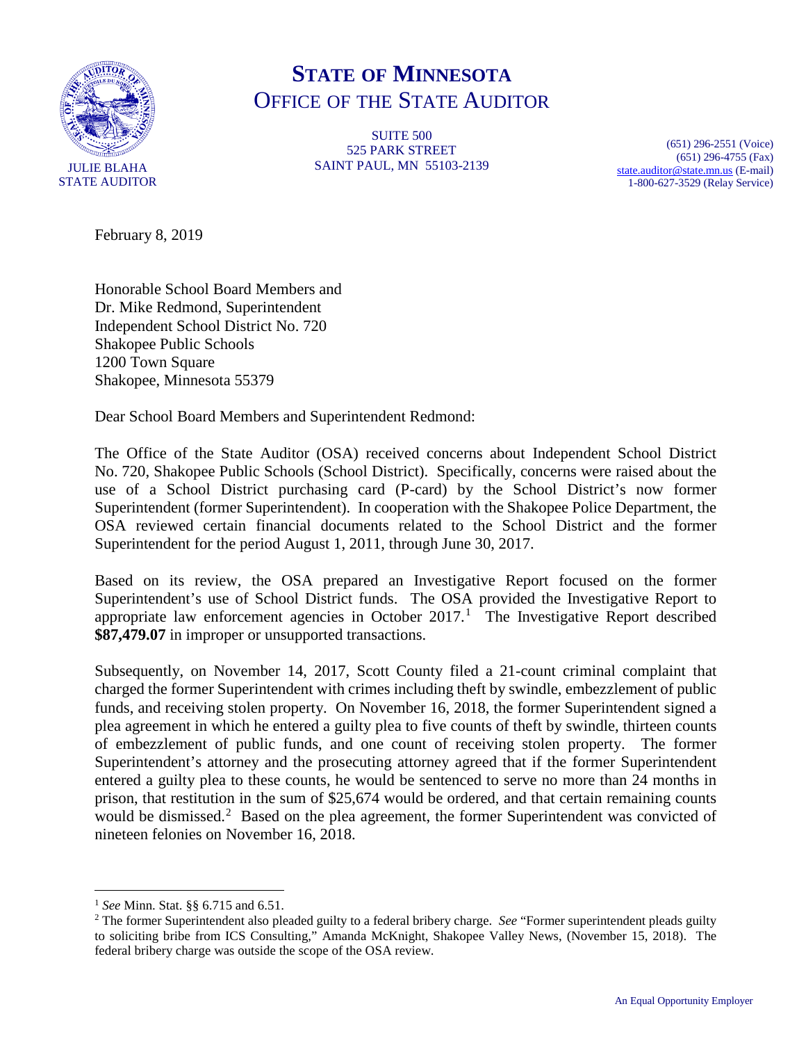# STATE OF MINNESOTA
## OFFICE OF THE STATE AUDITOR

JULIE BLAHA
STATE AUDITOR

SUITE 500
525 PARK STREET
SAINT PAUL, MN 55103-2139

(651) 296-2551 (Voice)
(651) 296-4755 (Fax)
state.auditor@state.mn.us (E-mail)
1-800-627-3529 (Relay Service)

February 8, 2019

Honorable School Board Members and
Dr. Mike Redmond, Superintendent
Independent School District No. 720
Shakopee Public Schools
1200 Town Square
Shakopee, Minnesota 55379

Dear School Board Members and Superintendent Redmond:

The Office of the State Auditor (OSA) received concerns about Independent School District No. 720, Shakopee Public Schools (School District). Specifically, concerns were raised about the use of a School District purchasing card (P-card) by the School District's now former Superintendent (former Superintendent). In cooperation with the Shakopee Police Department, the OSA reviewed certain financial documents related to the School District and the former Superintendent for the period August 1, 2011, through June 30, 2017.

Based on its review, the OSA prepared an Investigative Report focused on the former Superintendent's use of School District funds. The OSA provided the Investigative Report to appropriate law enforcement agencies in October 2017.[1] The Investigative Report described **$87,479.07** in improper or unsupported transactions.

Subsequently, on November 14, 2017, Scott County filed a 21-count criminal complaint that charged the former Superintendent with crimes including theft by swindle, embezzlement of public funds, and receiving stolen property. On November 16, 2018, the former Superintendent signed a plea agreement in which he entered a guilty plea to five counts of theft by swindle, thirteen counts of embezzlement of public funds, and one count of receiving stolen property. The former Superintendent's attorney and the prosecuting attorney agreed that if the former Superintendent entered a guilty plea to these counts, he would be sentenced to serve no more than 24 months in prison, that restitution in the sum of $25,674 would be ordered, and that certain remaining counts would be dismissed.[2] Based on the plea agreement, the former Superintendent was convicted of nineteen felonies on November 16, 2018.

---

[1] *See* Minn. Stat. §§ 6.715 and 6.51.

[2] The former Superintendent also pleaded guilty to a federal bribery charge. *See* "Former superintendent pleads guilty to soliciting bribe from ICS Consulting," Amanda McKnight, Shakopee Valley News, (November 15, 2018). The federal bribery charge was outside the scope of the OSA review.

An Equal Opportunity Employer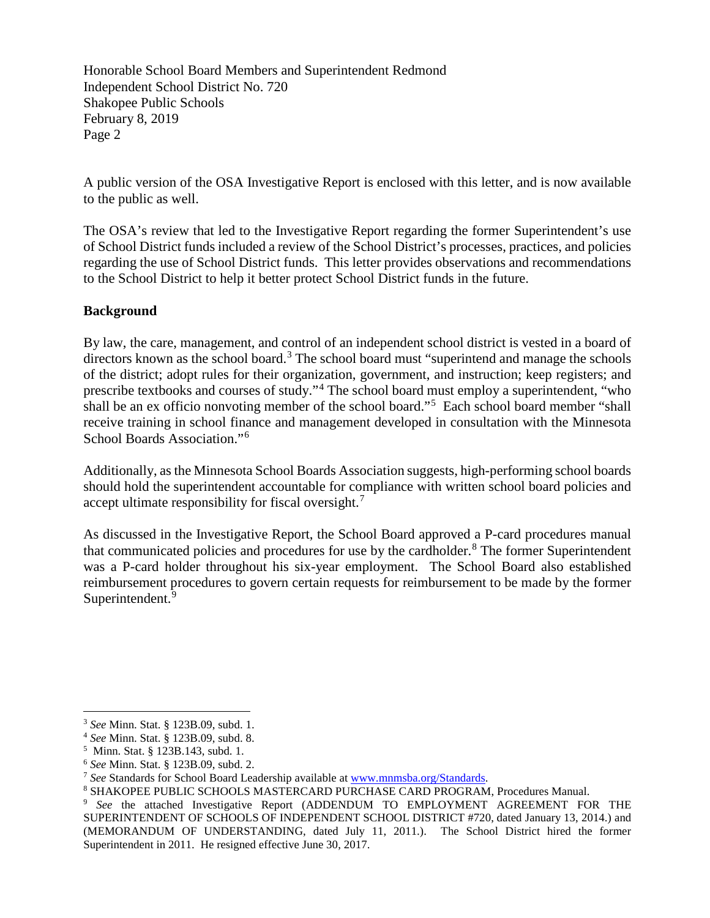A public version of the OSA Investigative Report is enclosed with this letter, and is now available to the public as well.

The OSA's review that led to the Investigative Report regarding the former Superintendent's use of School District funds included a review of the School District's processes, practices, and policies regarding the use of School District funds. This letter provides observations and recommendations to the School District to help it better protect School District funds in the future.

**Background**

By law, the care, management, and control of an independent school district is vested in a board of directors known as the school board.[3] The school board must "superintend and manage the schools of the district; adopt rules for their organization, government, and instruction; keep registers; and prescribe textbooks and courses of study."[4] The school board must employ a superintendent, "who shall be an ex officio nonvoting member of the school board."[5] Each school board member "shall receive training in school finance and management developed in consultation with the Minnesota School Boards Association."[6]

Additionally, as the Minnesota School Boards Association suggests, high-performing school boards should hold the superintendent accountable for compliance with written school board policies and accept ultimate responsibility for fiscal oversight.[7]

As discussed in the Investigative Report, the School Board approved a P-card procedures manual that communicated policies and procedures for use by the cardholder.[8] The former Superintendent was a P-card holder throughout his six-year employment. The School Board also established reimbursement procedures to govern certain requests for reimbursement to be made by the former Superintendent.[9]

---

[3] *See* Minn. Stat. § 123B.09, subd. 1.

[4] *See* Minn. Stat. § 123B.09, subd. 8.

[5] Minn. Stat. § 123B.143, subd. 1.

[6] *See* Minn. Stat. § 123B.09, subd. 2.

[7] *See* Standards for School Board Leadership available at [www.mnmsba.org/Standards](www.mnmsba.org/Standards).

[8] SHAKOPEE PUBLIC SCHOOLS MASTERCARD PURCHASE CARD PROGRAM, Procedures Manual.

[9] *See* the attached Investigative Report (ADDENDUM TO EMPLOYMENT AGREEMENT FOR THE SUPERINTENDENT OF SCHOOLS OF INDEPENDENT SCHOOL DISTRICT #720, dated January 13, 2014.) and (MEMORANDUM OF UNDERSTANDING, dated July 11, 2011.). The School District hired the former Superintendent in 2011. He resigned effective June 30, 2017.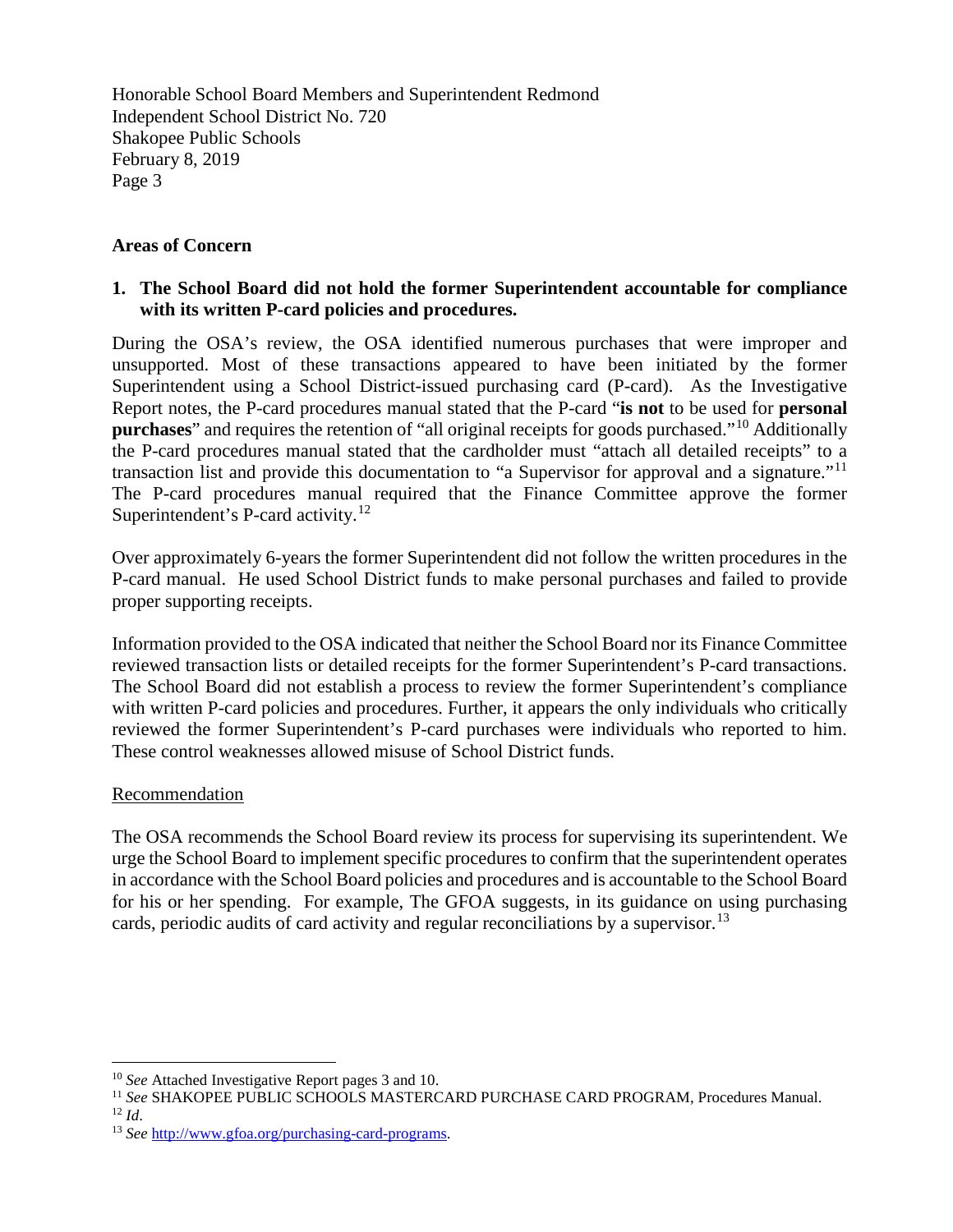Honorable School Board Members and Superintendent Redmond
Independent School District No. 720
Shakopee Public Schools
February 8, 2019
Page 3

**Areas of Concern**

**1. The School Board did not hold the former Superintendent accountable for compliance with its written P-card policies and procedures.**

During the OSA's review, the OSA identified numerous purchases that were improper and unsupported. Most of these transactions appeared to have been initiated by the former Superintendent using a School District-issued purchasing card (P-card). As the Investigative Report notes, the P-card procedures manual stated that the P-card "**is not** to be used for **personal purchases**" and requires the retention of "all original receipts for goods purchased."[10] Additionally the P-card procedures manual stated that the cardholder must "attach all detailed receipts" to a transaction list and provide this documentation to "a Supervisor for approval and a signature."[11] The P-card procedures manual required that the Finance Committee approve the former Superintendent's P-card activity.[12]

Over approximately 6-years the former Superintendent did not follow the written procedures in the P-card manual. He used School District funds to make personal purchases and failed to provide proper supporting receipts.

Information provided to the OSA indicated that neither the School Board nor its Finance Committee reviewed transaction lists or detailed receipts for the former Superintendent's P-card transactions. The School Board did not establish a process to review the former Superintendent's compliance with written P-card policies and procedures. Further, it appears the only individuals who critically reviewed the former Superintendent's P-card purchases were individuals who reported to him. These control weaknesses allowed misuse of School District funds.

Recommendation

The OSA recommends the School Board review its process for supervising its superintendent. We urge the School Board to implement specific procedures to confirm that the superintendent operates in accordance with the School Board policies and procedures and is accountable to the School Board for his or her spending. For example, The GFOA suggests, in its guidance on using purchasing cards, periodic audits of card activity and regular reconciliations by a supervisor.[13]

---

[10] *See* Attached Investigative Report pages 3 and 10.
[11] *See* SHAKOPEE PUBLIC SCHOOLS MASTERCARD PURCHASE CARD PROGRAM, Procedures Manual.
[12] *Id*.
[13] *See* http://www.gfoa.org/purchasing-card-programs.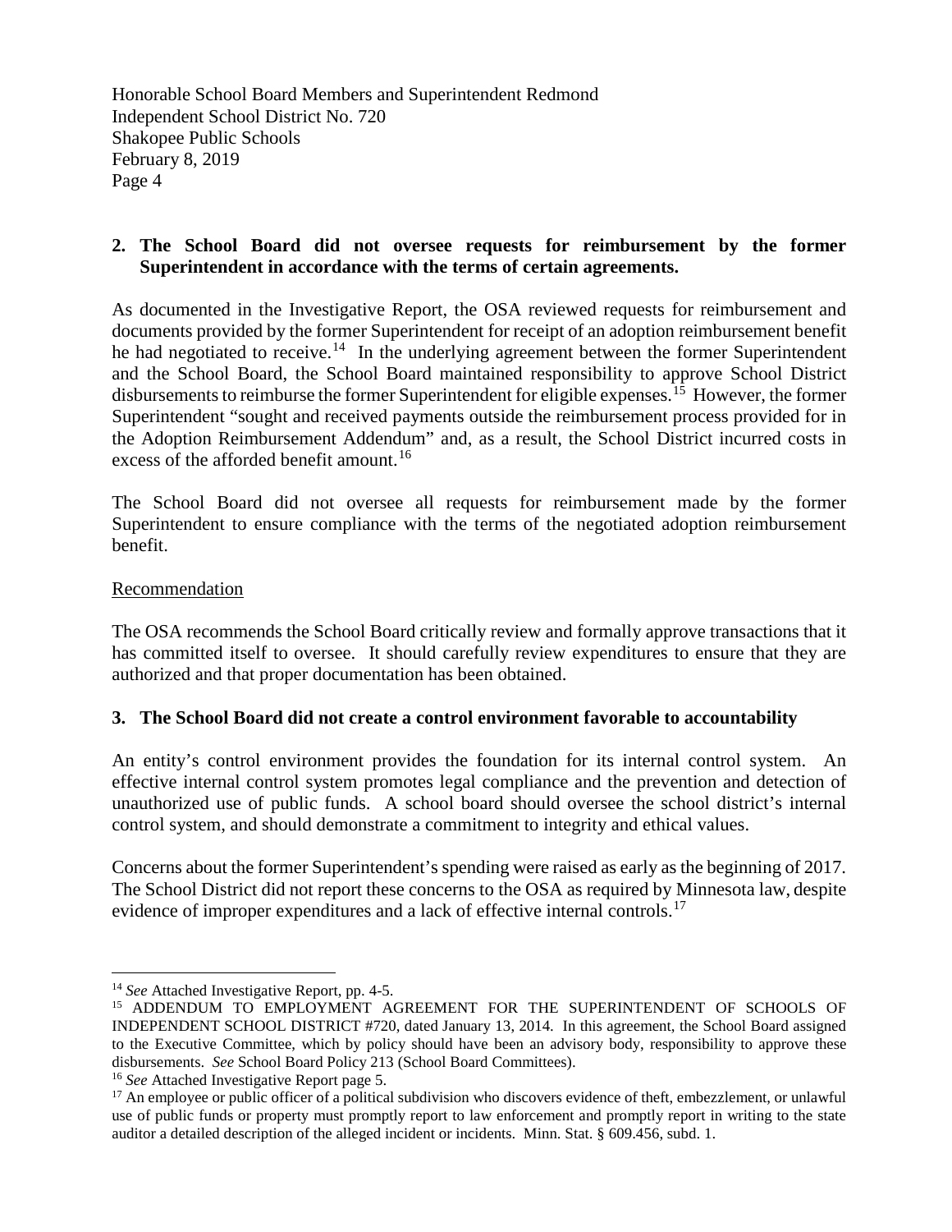**2. The School Board did not oversee requests for reimbursement by the former Superintendent in accordance with the terms of certain agreements.**

As documented in the Investigative Report, the OSA reviewed requests for reimbursement and documents provided by the former Superintendent for receipt of an adoption reimbursement benefit he had negotiated to receive.[14] In the underlying agreement between the former Superintendent and the School Board, the School Board maintained responsibility to approve School District disbursements to reimburse the former Superintendent for eligible expenses.[15] However, the former Superintendent "sought and received payments outside the reimbursement process provided for in the Adoption Reimbursement Addendum" and, as a result, the School District incurred costs in excess of the afforded benefit amount.[16]

The School Board did not oversee all requests for reimbursement made by the former Superintendent to ensure compliance with the terms of the negotiated adoption reimbursement benefit.

Recommendation

The OSA recommends the School Board critically review and formally approve transactions that it has committed itself to oversee. It should carefully review expenditures to ensure that they are authorized and that proper documentation has been obtained.

**3. The School Board did not create a control environment favorable to accountability**

An entity's control environment provides the foundation for its internal control system. An effective internal control system promotes legal compliance and the prevention and detection of unauthorized use of public funds. A school board should oversee the school district's internal control system, and should demonstrate a commitment to integrity and ethical values.

Concerns about the former Superintendent's spending were raised as early as the beginning of 2017. The School District did not report these concerns to the OSA as required by Minnesota law, despite evidence of improper expenditures and a lack of effective internal controls.[17]

---

[14] *See* Attached Investigative Report, pp. 4-5.

[15] ADDENDUM TO EMPLOYMENT AGREEMENT FOR THE SUPERINTENDENT OF SCHOOLS OF INDEPENDENT SCHOOL DISTRICT #720, dated January 13, 2014. In this agreement, the School Board assigned to the Executive Committee, which by policy should have been an advisory body, responsibility to approve these disbursements. *See* School Board Policy 213 (School Board Committees).

[16] *See* Attached Investigative Report page 5.

[17] An employee or public officer of a political subdivision who discovers evidence of theft, embezzlement, or unlawful use of public funds or property must promptly report to law enforcement and promptly report in writing to the state auditor a detailed description of the alleged incident or incidents. Minn. Stat. § 609.456, subd. 1.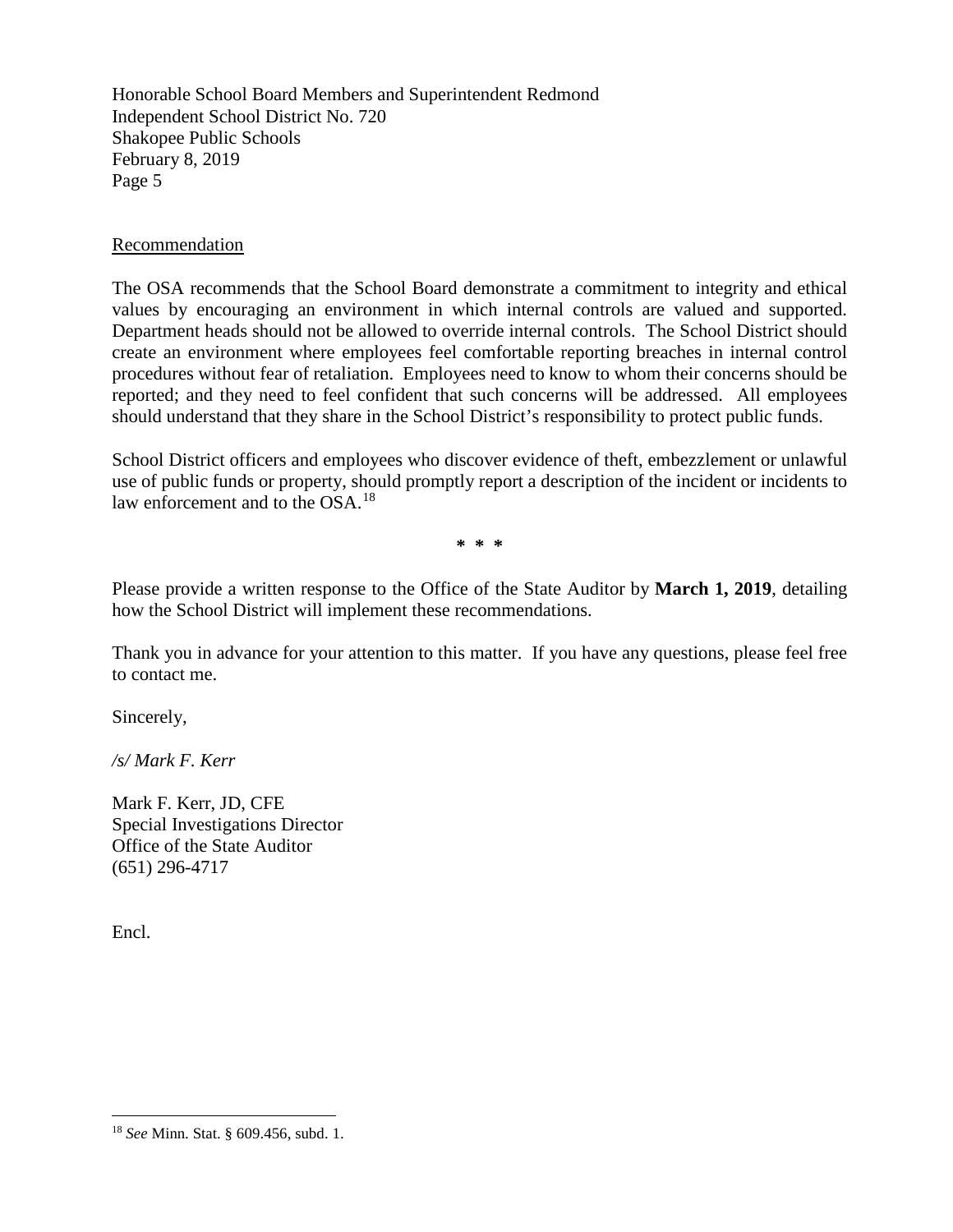Honorable School Board Members and Superintendent Redmond
Independent School District No. 720
Shakopee Public Schools
February 8, 2019

Recommendation

The OSA recommends that the School Board demonstrate a commitment to integrity and ethical values by encouraging an environment in which internal controls are valued and supported. Department heads should not be allowed to override internal controls. The School District should create an environment where employees feel comfortable reporting breaches in internal control procedures without fear of retaliation. Employees need to know to whom their concerns should be reported; and they need to feel confident that such concerns will be addressed. All employees should understand that they share in the School District's responsibility to protect public funds.

School District officers and employees who discover evidence of theft, embezzlement or unlawful use of public funds or property, should promptly report a description of the incident or incidents to law enforcement and to the OSA.[18]

**\* \* \***

Please provide a written response to the Office of the State Auditor by **March 1, 2019**, detailing how the School District will implement these recommendations.

Thank you in advance for your attention to this matter. If you have any questions, please feel free to contact me.

Sincerely,

*/s/ Mark F. Kerr*

Mark F. Kerr, JD, CFE
Special Investigations Director
Office of the State Auditor
(651) 296-4717

Encl.

---

[18] *See* Minn. Stat. § 609.456, subd. 1.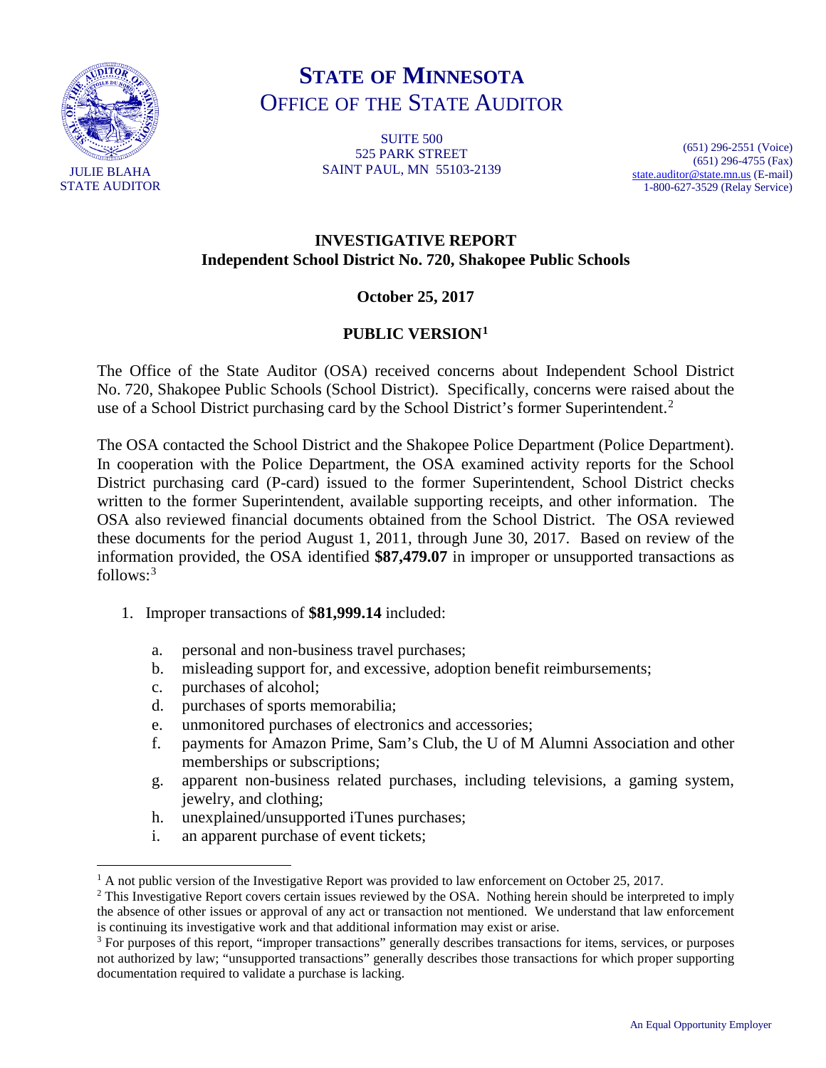# STATE OF MINNESOTA
## OFFICE OF THE STATE AUDITOR

JULIE BLAHA
STATE AUDITOR

SUITE 500
525 PARK STREET
SAINT PAUL, MN 55103-2139

(651) 296-2551 (Voice)
(651) 296-4755 (Fax)
state.auditor@state.mn.us (E-mail)
1-800-627-3529 (Relay Service)

**INVESTIGATIVE REPORT**
**Independent School District No. 720, Shakopee Public Schools**

**October 25, 2017**

**PUBLIC VERSION[1]**

The Office of the State Auditor (OSA) received concerns about Independent School District No. 720, Shakopee Public Schools (School District). Specifically, concerns were raised about the use of a School District purchasing card by the School District's former Superintendent.[2]

The OSA contacted the School District and the Shakopee Police Department (Police Department). In cooperation with the Police Department, the OSA examined activity reports for the School District purchasing card (P-card) issued to the former Superintendent, School District checks written to the former Superintendent, available supporting receipts, and other information. The OSA also reviewed financial documents obtained from the School District. The OSA reviewed these documents for the period August 1, 2011, through June 30, 2017. Based on review of the information provided, the OSA identified **$87,479.07** in improper or unsupported transactions as follows:[3]

1. Improper transactions of **$81,999.14** included:

    a. personal and non-business travel purchases;
    b. misleading support for, and excessive, adoption benefit reimbursements;
    c. purchases of alcohol;
    d. purchases of sports memorabilia;
    e. unmonitored purchases of electronics and accessories;
    f. payments for Amazon Prime, Sam's Club, the U of M Alumni Association and other memberships or subscriptions;
    g. apparent non-business related purchases, including televisions, a gaming system, jewelry, and clothing;
    h. unexplained/unsupported iTunes purchases;
    i. an apparent purchase of event tickets;

---

[1] A not public version of the Investigative Report was provided to law enforcement on October 25, 2017.

[2] This Investigative Report covers certain issues reviewed by the OSA. Nothing herein should be interpreted to imply the absence of other issues or approval of any act or transaction not mentioned. We understand that law enforcement is continuing its investigative work and that additional information may exist or arise.

[3] For purposes of this report, "improper transactions" generally describes transactions for items, services, or purposes not authorized by law; "unsupported transactions" generally describes those transactions for which proper supporting documentation required to validate a purchase is lacking.

An Equal Opportunity Employer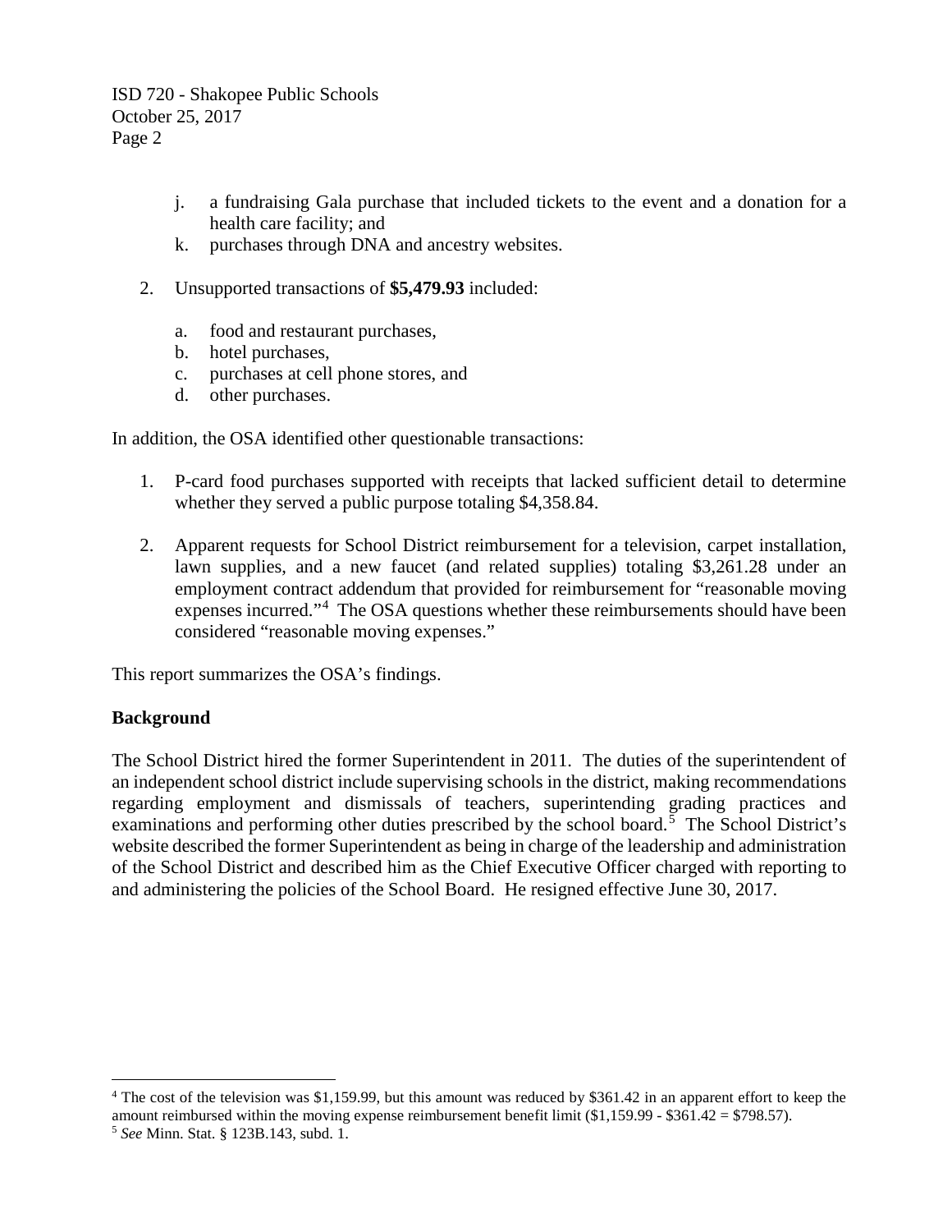j. a fundraising Gala purchase that included tickets to the event and a donation for a health care facility; and
   k. purchases through DNA and ancestry websites.

2. Unsupported transactions of **$5,479.93** included:

   a. food and restaurant purchases,
   b. hotel purchases,
   c. purchases at cell phone stores, and
   d. other purchases.

In addition, the OSA identified other questionable transactions:

1. P-card food purchases supported with receipts that lacked sufficient detail to determine whether they served a public purpose totaling $4,358.84.

2. Apparent requests for School District reimbursement for a television, carpet installation, lawn supplies, and a new faucet (and related supplies) totaling $3,261.28 under an employment contract addendum that provided for reimbursement for "reasonable moving expenses incurred."[4] The OSA questions whether these reimbursements should have been considered "reasonable moving expenses."

This report summarizes the OSA's findings.

**Background**

The School District hired the former Superintendent in 2011. The duties of the superintendent of an independent school district include supervising schools in the district, making recommendations regarding employment and dismissals of teachers, superintending grading practices and examinations and performing other duties prescribed by the school board.[5] The School District's website described the former Superintendent as being in charge of the leadership and administration of the School District and described him as the Chief Executive Officer charged with reporting to and administering the policies of the School Board. He resigned effective June 30, 2017.

---

[4] The cost of the television was $1,159.99, but this amount was reduced by $361.42 in an apparent effort to keep the amount reimbursed within the moving expense reimbursement benefit limit ($1,159.99 - $361.42 = $798.57).

[5] *See* Minn. Stat. § 123B.143, subd. 1.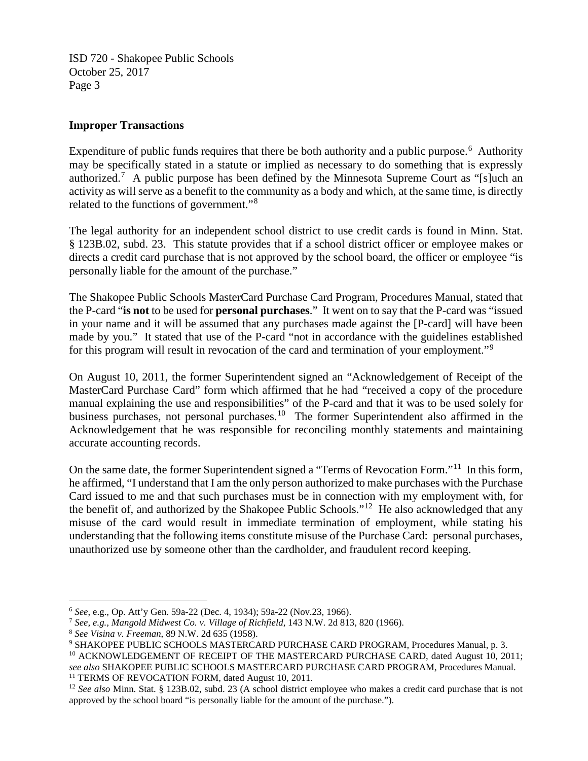## Improper Transactions

Expenditure of public funds requires that there be both authority and a public purpose.[6] Authority may be specifically stated in a statute or implied as necessary to do something that is expressly authorized.[7] A public purpose has been defined by the Minnesota Supreme Court as "[s]uch an activity as will serve as a benefit to the community as a body and which, at the same time, is directly related to the functions of government."[8]

The legal authority for an independent school district to use credit cards is found in Minn. Stat. § 123B.02, subd. 23. This statute provides that if a school district officer or employee makes or directs a credit card purchase that is not approved by the school board, the officer or employee "is personally liable for the amount of the purchase."

The Shakopee Public Schools MasterCard Purchase Card Program, Procedures Manual, stated that the P-card "**is not** to be used for **personal purchases**." It went on to say that the P-card was "issued in your name and it will be assumed that any purchases made against the [P-card] will have been made by you." It stated that use of the P-card "not in accordance with the guidelines established for this program will result in revocation of the card and termination of your employment."[9]

On August 10, 2011, the former Superintendent signed an "Acknowledgement of Receipt of the MasterCard Purchase Card" form which affirmed that he had "received a copy of the procedure manual explaining the use and responsibilities" of the P-card and that it was to be used solely for business purchases, not personal purchases.[10] The former Superintendent also affirmed in the Acknowledgement that he was responsible for reconciling monthly statements and maintaining accurate accounting records.

On the same date, the former Superintendent signed a "Terms of Revocation Form."[11] In this form, he affirmed, "I understand that I am the only person authorized to make purchases with the Purchase Card issued to me and that such purchases must be in connection with my employment with, for the benefit of, and authorized by the Shakopee Public Schools."[12] He also acknowledged that any misuse of the card would result in immediate termination of employment, while stating his understanding that the following items constitute misuse of the Purchase Card: personal purchases, unauthorized use by someone other than the cardholder, and fraudulent record keeping.

---

[6] *See*, e.g., Op. Att'y Gen. 59a-22 (Dec. 4, 1934); 59a-22 (Nov.23, 1966).

[7] *See, e.g., Mangold Midwest Co. v. Village of Richfield*, 143 N.W. 2d 813, 820 (1966).

[8] *See Visina v. Freeman*, 89 N.W. 2d 635 (1958).

[9] SHAKOPEE PUBLIC SCHOOLS MASTERCARD PURCHASE CARD PROGRAM, Procedures Manual, p. 3.

[10] ACKNOWLEDGEMENT OF RECEIPT OF THE MASTERCARD PURCHASE CARD, dated August 10, 2011; *see also* SHAKOPEE PUBLIC SCHOOLS MASTERCARD PURCHASE CARD PROGRAM, Procedures Manual.

[11] TERMS OF REVOCATION FORM, dated August 10, 2011.

[12] *See also* Minn. Stat. § 123B.02, subd. 23 (A school district employee who makes a credit card purchase that is not approved by the school board "is personally liable for the amount of the purchase.").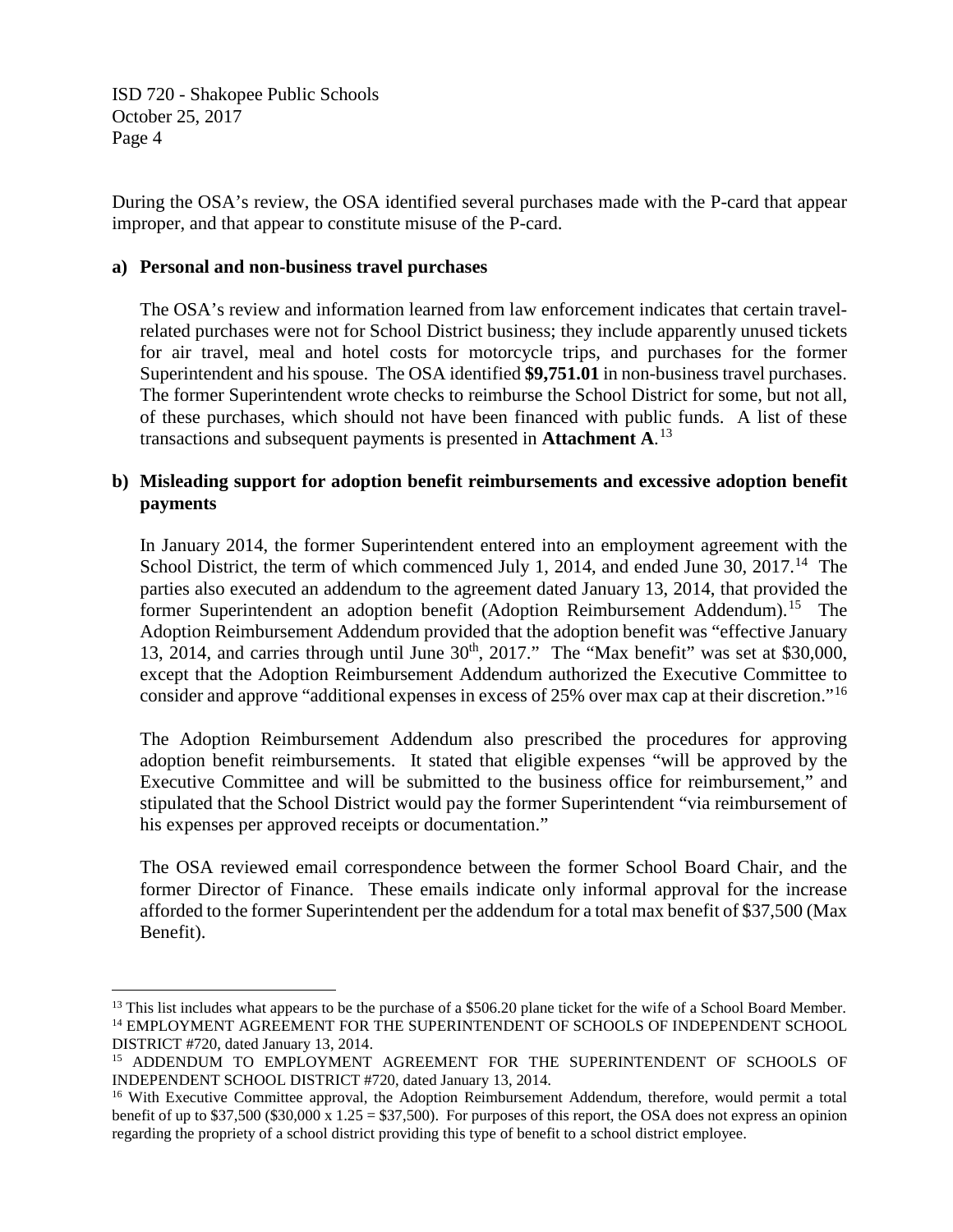During the OSA's review, the OSA identified several purchases made with the P-card that appear improper, and that appear to constitute misuse of the P-card.

**a) Personal and non-business travel purchases**

The OSA's review and information learned from law enforcement indicates that certain travel-related purchases were not for School District business; they include apparently unused tickets for air travel, meal and hotel costs for motorcycle trips, and purchases for the former Superintendent and his spouse. The OSA identified **$9,751.01** in non-business travel purchases. The former Superintendent wrote checks to reimburse the School District for some, but not all, of these purchases, which should not have been financed with public funds. A list of these transactions and subsequent payments is presented in **Attachment A**.[13]

**b) Misleading support for adoption benefit reimbursements and excessive adoption benefit payments**

In January 2014, the former Superintendent entered into an employment agreement with the School District, the term of which commenced July 1, 2014, and ended June 30, 2017.[14] The parties also executed an addendum to the agreement dated January 13, 2014, that provided the former Superintendent an adoption benefit (Adoption Reimbursement Addendum).[15] The Adoption Reimbursement Addendum provided that the adoption benefit was "effective January 13, 2014, and carries through until June 30th, 2017." The "Max benefit" was set at $30,000, except that the Adoption Reimbursement Addendum authorized the Executive Committee to consider and approve "additional expenses in excess of 25% over max cap at their discretion."[16]

The Adoption Reimbursement Addendum also prescribed the procedures for approving adoption benefit reimbursements. It stated that eligible expenses "will be approved by the Executive Committee and will be submitted to the business office for reimbursement," and stipulated that the School District would pay the former Superintendent "via reimbursement of his expenses per approved receipts or documentation."

The OSA reviewed email correspondence between the former School Board Chair, and the former Director of Finance. These emails indicate only informal approval for the increase afforded to the former Superintendent per the addendum for a total max benefit of $37,500 (Max Benefit).

---

[13] This list includes what appears to be the purchase of a $506.20 plane ticket for the wife of a School Board Member.

[14] EMPLOYMENT AGREEMENT FOR THE SUPERINTENDENT OF SCHOOLS OF INDEPENDENT SCHOOL DISTRICT #720, dated January 13, 2014.

[15] ADDENDUM TO EMPLOYMENT AGREEMENT FOR THE SUPERINTENDENT OF SCHOOLS OF INDEPENDENT SCHOOL DISTRICT #720, dated January 13, 2014.

[16] With Executive Committee approval, the Adoption Reimbursement Addendum, therefore, would permit a total benefit of up to $37,500 ($30,000 x 1.25 = $37,500). For purposes of this report, the OSA does not express an opinion regarding the propriety of a school district providing this type of benefit to a school district employee.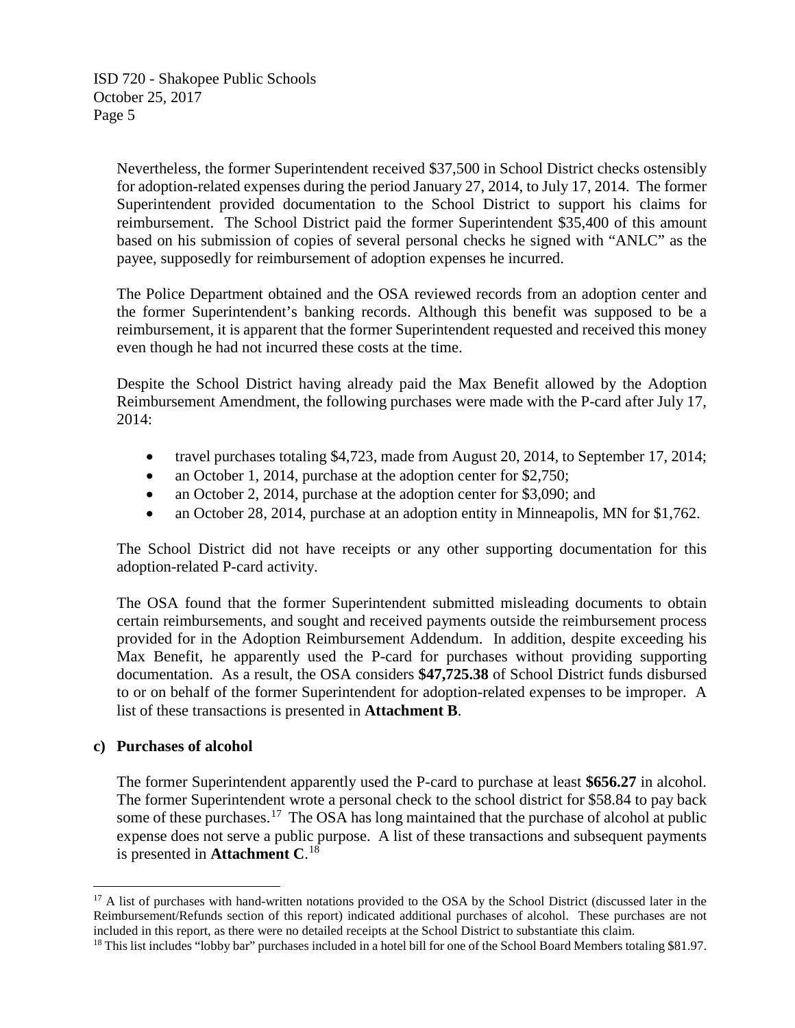Nevertheless, the former Superintendent received $37,500 in School District checks ostensibly for adoption-related expenses during the period January 27, 2014, to July 17, 2014. The former Superintendent provided documentation to the School District to support his claims for reimbursement. The School District paid the former Superintendent $35,400 of this amount based on his submission of copies of several personal checks he signed with "ANLC" as the payee, supposedly for reimbursement of adoption expenses he incurred.

The Police Department obtained and the OSA reviewed records from an adoption center and the former Superintendent's banking records. Although this benefit was supposed to be a reimbursement, it is apparent that the former Superintendent requested and received this money even though he had not incurred these costs at the time.

Despite the School District having already paid the Max Benefit allowed by the Adoption Reimbursement Amendment, the following purchases were made with the P-card after July 17, 2014:

- travel purchases totaling $4,723, made from August 20, 2014, to September 17, 2014;
- an October 1, 2014, purchase at the adoption center for $2,750;
- an October 2, 2014, purchase at the adoption center for $3,090; and
- an October 28, 2014, purchase at an adoption entity in Minneapolis, MN for $1,762.

The School District did not have receipts or any other supporting documentation for this adoption-related P-card activity.

The OSA found that the former Superintendent submitted misleading documents to obtain certain reimbursements, and sought and received payments outside the reimbursement process provided for in the Adoption Reimbursement Addendum. In addition, despite exceeding his Max Benefit, he apparently used the P-card for purchases without providing supporting documentation. As a result, the OSA considers **$47,725.38** of School District funds disbursed to or on behalf of the former Superintendent for adoption-related expenses to be improper. A list of these transactions is presented in **Attachment B**.

**c) Purchases of alcohol**

The former Superintendent apparently used the P-card to purchase at least **$656.27** in alcohol. The former Superintendent wrote a personal check to the school district for $58.84 to pay back some of these purchases.[17] The OSA has long maintained that the purchase of alcohol at public expense does not serve a public purpose. A list of these transactions and subsequent payments is presented in **Attachment C**.[18]

[17] A list of purchases with hand-written notations provided to the OSA by the School District (discussed later in the Reimbursement/Refunds section of this report) indicated additional purchases of alcohol. These purchases are not included in this report, as there were no detailed receipts at the School District to substantiate this claim.

[18] This list includes "lobby bar" purchases included in a hotel bill for one of the School Board Members totaling $81.97.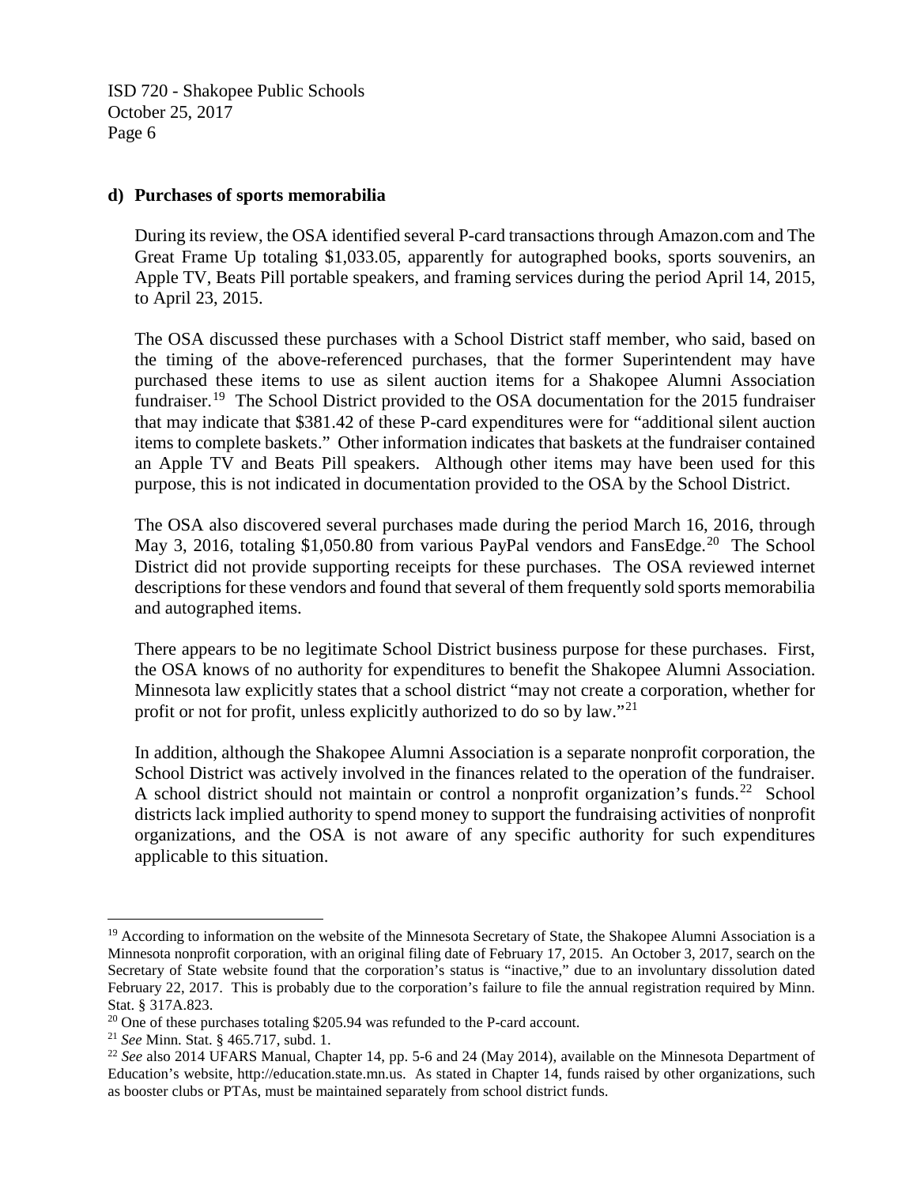**d) Purchases of sports memorabilia**

During its review, the OSA identified several P-card transactions through Amazon.com and The Great Frame Up totaling $1,033.05, apparently for autographed books, sports souvenirs, an Apple TV, Beats Pill portable speakers, and framing services during the period April 14, 2015, to April 23, 2015.

The OSA discussed these purchases with a School District staff member, who said, based on the timing of the above-referenced purchases, that the former Superintendent may have purchased these items to use as silent auction items for a Shakopee Alumni Association fundraiser.[19] The School District provided to the OSA documentation for the 2015 fundraiser that may indicate that $381.42 of these P-card expenditures were for "additional silent auction items to complete baskets." Other information indicates that baskets at the fundraiser contained an Apple TV and Beats Pill speakers. Although other items may have been used for this purpose, this is not indicated in documentation provided to the OSA by the School District.

The OSA also discovered several purchases made during the period March 16, 2016, through May 3, 2016, totaling $1,050.80 from various PayPal vendors and FansEdge.[20] The School District did not provide supporting receipts for these purchases. The OSA reviewed internet descriptions for these vendors and found that several of them frequently sold sports memorabilia and autographed items.

There appears to be no legitimate School District business purpose for these purchases. First, the OSA knows of no authority for expenditures to benefit the Shakopee Alumni Association. Minnesota law explicitly states that a school district "may not create a corporation, whether for profit or not for profit, unless explicitly authorized to do so by law."[21]

In addition, although the Shakopee Alumni Association is a separate nonprofit corporation, the School District was actively involved in the finances related to the operation of the fundraiser. A school district should not maintain or control a nonprofit organization's funds.[22] School districts lack implied authority to spend money to support the fundraising activities of nonprofit organizations, and the OSA is not aware of any specific authority for such expenditures applicable to this situation.

---

[19] According to information on the website of the Minnesota Secretary of State, the Shakopee Alumni Association is a Minnesota nonprofit corporation, with an original filing date of February 17, 2015. An October 3, 2017, search on the Secretary of State website found that the corporation's status is "inactive," due to an involuntary dissolution dated February 22, 2017. This is probably due to the corporation's failure to file the annual registration required by Minn. Stat. § 317A.823.

[20] One of these purchases totaling $205.94 was refunded to the P-card account.

[21] *See* Minn. Stat. § 465.717, subd. 1.

[22] *See* also 2014 UFARS Manual, Chapter 14, pp. 5-6 and 24 (May 2014), available on the Minnesota Department of Education's website, http://education.state.mn.us. As stated in Chapter 14, funds raised by other organizations, such as booster clubs or PTAs, must be maintained separately from school district funds.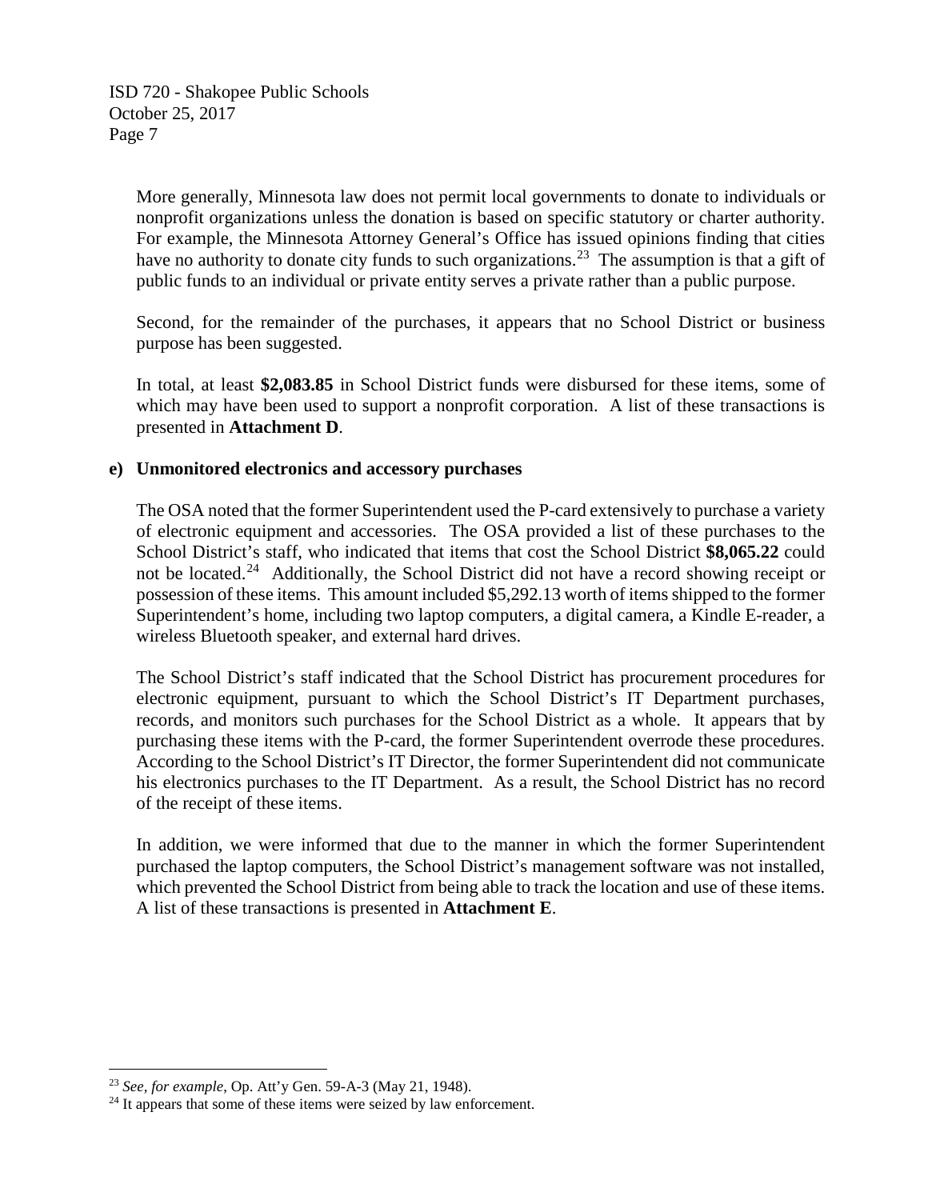More generally, Minnesota law does not permit local governments to donate to individuals or nonprofit organizations unless the donation is based on specific statutory or charter authority. For example, the Minnesota Attorney General's Office has issued opinions finding that cities have no authority to donate city funds to such organizations.[23] The assumption is that a gift of public funds to an individual or private entity serves a private rather than a public purpose.

Second, for the remainder of the purchases, it appears that no School District or business purpose has been suggested.

In total, at least **$2,083.85** in School District funds were disbursed for these items, some of which may have been used to support a nonprofit corporation. A list of these transactions is presented in **Attachment D**.

**e) Unmonitored electronics and accessory purchases**

The OSA noted that the former Superintendent used the P-card extensively to purchase a variety of electronic equipment and accessories. The OSA provided a list of these purchases to the School District's staff, who indicated that items that cost the School District **$8,065.22** could not be located.[24] Additionally, the School District did not have a record showing receipt or possession of these items. This amount included $5,292.13 worth of items shipped to the former Superintendent's home, including two laptop computers, a digital camera, a Kindle E-reader, a wireless Bluetooth speaker, and external hard drives.

The School District's staff indicated that the School District has procurement procedures for electronic equipment, pursuant to which the School District's IT Department purchases, records, and monitors such purchases for the School District as a whole. It appears that by purchasing these items with the P-card, the former Superintendent overrode these procedures. According to the School District's IT Director, the former Superintendent did not communicate his electronics purchases to the IT Department. As a result, the School District has no record of the receipt of these items.

In addition, we were informed that due to the manner in which the former Superintendent purchased the laptop computers, the School District's management software was not installed, which prevented the School District from being able to track the location and use of these items. A list of these transactions is presented in **Attachment E**.

---

[23] *See, for example*, Op. Att'y Gen. 59-A-3 (May 21, 1948).

[24] It appears that some of these items were seized by law enforcement.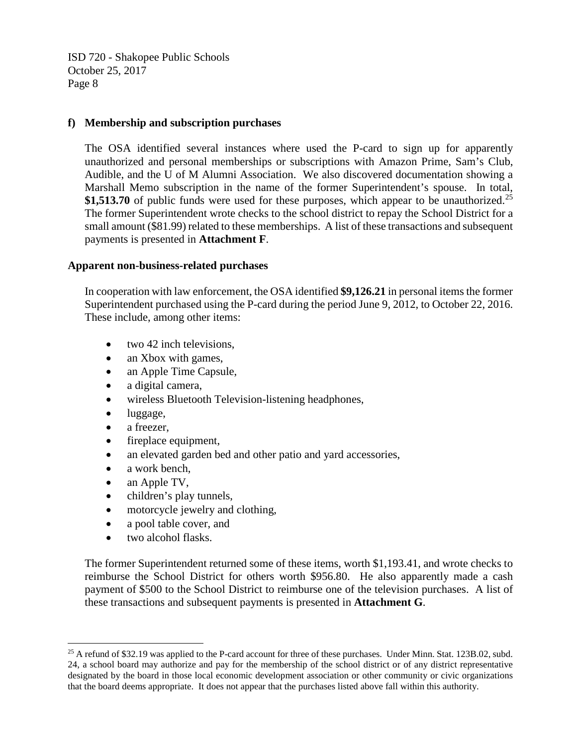**f) Membership and subscription purchases**

The OSA identified several instances where used the P-card to sign up for apparently unauthorized and personal memberships or subscriptions with Amazon Prime, Sam's Club, Audible, and the U of M Alumni Association. We also discovered documentation showing a Marshall Memo subscription in the name of the former Superintendent's spouse. In total, **$1,513.70** of public funds were used for these purposes, which appear to be unauthorized.[25] The former Superintendent wrote checks to the school district to repay the School District for a small amount ($81.99) related to these memberships. A list of these transactions and subsequent payments is presented in **Attachment F**.

**Apparent non-business-related purchases**

In cooperation with law enforcement, the OSA identified **$9,126.21** in personal items the former Superintendent purchased using the P-card during the period June 9, 2012, to October 22, 2016. These include, among other items:

- two 42 inch televisions,
- an Xbox with games,
- an Apple Time Capsule,
- a digital camera,
- wireless Bluetooth Television-listening headphones,
- luggage,
- a freezer,
- fireplace equipment,
- an elevated garden bed and other patio and yard accessories,
- a work bench,
- an Apple TV,
- children's play tunnels,
- motorcycle jewelry and clothing,
- a pool table cover, and
- two alcohol flasks.

The former Superintendent returned some of these items, worth $1,193.41, and wrote checks to reimburse the School District for others worth $956.80. He also apparently made a cash payment of $500 to the School District to reimburse one of the television purchases. A list of these transactions and subsequent payments is presented in **Attachment G**.

---

[25] A refund of $32.19 was applied to the P-card account for three of these purchases. Under Minn. Stat. 123B.02, subd. 24, a school board may authorize and pay for the membership of the school district or of any district representative designated by the board in those local economic development association or other community or civic organizations that the board deems appropriate. It does not appear that the purchases listed above fall within this authority.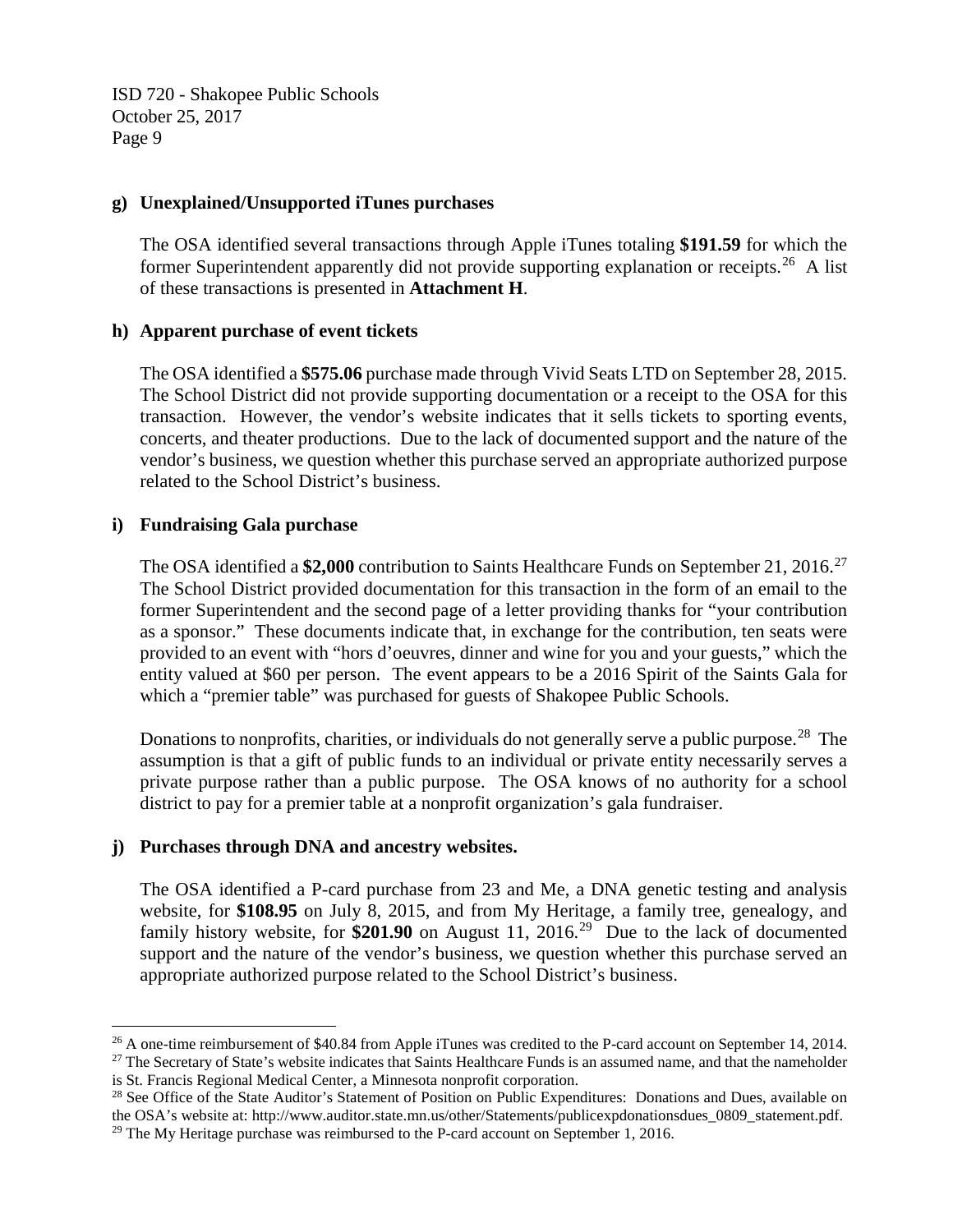**g) Unexplained/Unsupported iTunes purchases**

The OSA identified several transactions through Apple iTunes totaling **$191.59** for which the former Superintendent apparently did not provide supporting explanation or receipts.[26] A list of these transactions is presented in **Attachment H**.

**h) Apparent purchase of event tickets**

The OSA identified a **$575.06** purchase made through Vivid Seats LTD on September 28, 2015. The School District did not provide supporting documentation or a receipt to the OSA for this transaction. However, the vendor's website indicates that it sells tickets to sporting events, concerts, and theater productions. Due to the lack of documented support and the nature of the vendor's business, we question whether this purchase served an appropriate authorized purpose related to the School District's business.

**i) Fundraising Gala purchase**

The OSA identified a **$2,000** contribution to Saints Healthcare Funds on September 21, 2016.[27] The School District provided documentation for this transaction in the form of an email to the former Superintendent and the second page of a letter providing thanks for "your contribution as a sponsor." These documents indicate that, in exchange for the contribution, ten seats were provided to an event with "hors d'oeuvres, dinner and wine for you and your guests," which the entity valued at $60 per person. The event appears to be a 2016 Spirit of the Saints Gala for which a "premier table" was purchased for guests of Shakopee Public Schools.

Donations to nonprofits, charities, or individuals do not generally serve a public purpose.[28] The assumption is that a gift of public funds to an individual or private entity necessarily serves a private purpose rather than a public purpose. The OSA knows of no authority for a school district to pay for a premier table at a nonprofit organization's gala fundraiser.

**j) Purchases through DNA and ancestry websites.**

The OSA identified a P-card purchase from 23 and Me, a DNA genetic testing and analysis website, for **$108.95** on July 8, 2015, and from My Heritage, a family tree, genealogy, and family history website, for **$201.90** on August 11, 2016.[29] Due to the lack of documented support and the nature of the vendor's business, we question whether this purchase served an appropriate authorized purpose related to the School District's business.

---

[26] A one-time reimbursement of $40.84 from Apple iTunes was credited to the P-card account on September 14, 2014.

[27] The Secretary of State's website indicates that Saints Healthcare Funds is an assumed name, and that the nameholder is St. Francis Regional Medical Center, a Minnesota nonprofit corporation.

[28] See Office of the State Auditor's Statement of Position on Public Expenditures: Donations and Dues, available on the OSA's website at: http://www.auditor.state.mn.us/other/Statements/publicexpdonationsdues_0809_statement.pdf.

[29] The My Heritage purchase was reimbursed to the P-card account on September 1, 2016.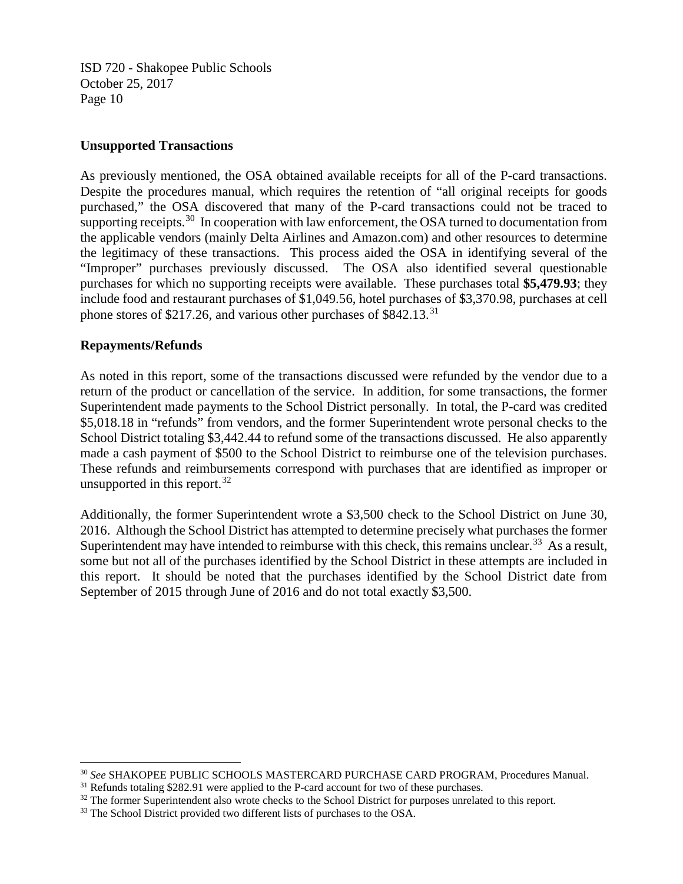### Unsupported Transactions

As previously mentioned, the OSA obtained available receipts for all of the P-card transactions. Despite the procedures manual, which requires the retention of "all original receipts for goods purchased," the OSA discovered that many of the P-card transactions could not be traced to supporting receipts.[30] In cooperation with law enforcement, the OSA turned to documentation from the applicable vendors (mainly Delta Airlines and Amazon.com) and other resources to determine the legitimacy of these transactions. This process aided the OSA in identifying several of the "Improper" purchases previously discussed. The OSA also identified several questionable purchases for which no supporting receipts were available. These purchases total **$5,479.93**; they include food and restaurant purchases of $1,049.56, hotel purchases of $3,370.98, purchases at cell phone stores of $217.26, and various other purchases of $842.13.[31]

### Repayments/Refunds

As noted in this report, some of the transactions discussed were refunded by the vendor due to a return of the product or cancellation of the service. In addition, for some transactions, the former Superintendent made payments to the School District personally. In total, the P-card was credited $5,018.18 in "refunds" from vendors, and the former Superintendent wrote personal checks to the School District totaling $3,442.44 to refund some of the transactions discussed. He also apparently made a cash payment of $500 to the School District to reimburse one of the television purchases. These refunds and reimbursements correspond with purchases that are identified as improper or unsupported in this report.[32]

Additionally, the former Superintendent wrote a $3,500 check to the School District on June 30, 2016. Although the School District has attempted to determine precisely what purchases the former Superintendent may have intended to reimburse with this check, this remains unclear.[33] As a result, some but not all of the purchases identified by the School District in these attempts are included in this report. It should be noted that the purchases identified by the School District date from September of 2015 through June of 2016 and do not total exactly $3,500.

---

[30] *See* SHAKOPEE PUBLIC SCHOOLS MASTERCARD PURCHASE CARD PROGRAM, Procedures Manual.

[31] Refunds totaling $282.91 were applied to the P-card account for two of these purchases.

[32] The former Superintendent also wrote checks to the School District for purposes unrelated to this report.

[33] The School District provided two different lists of purchases to the OSA.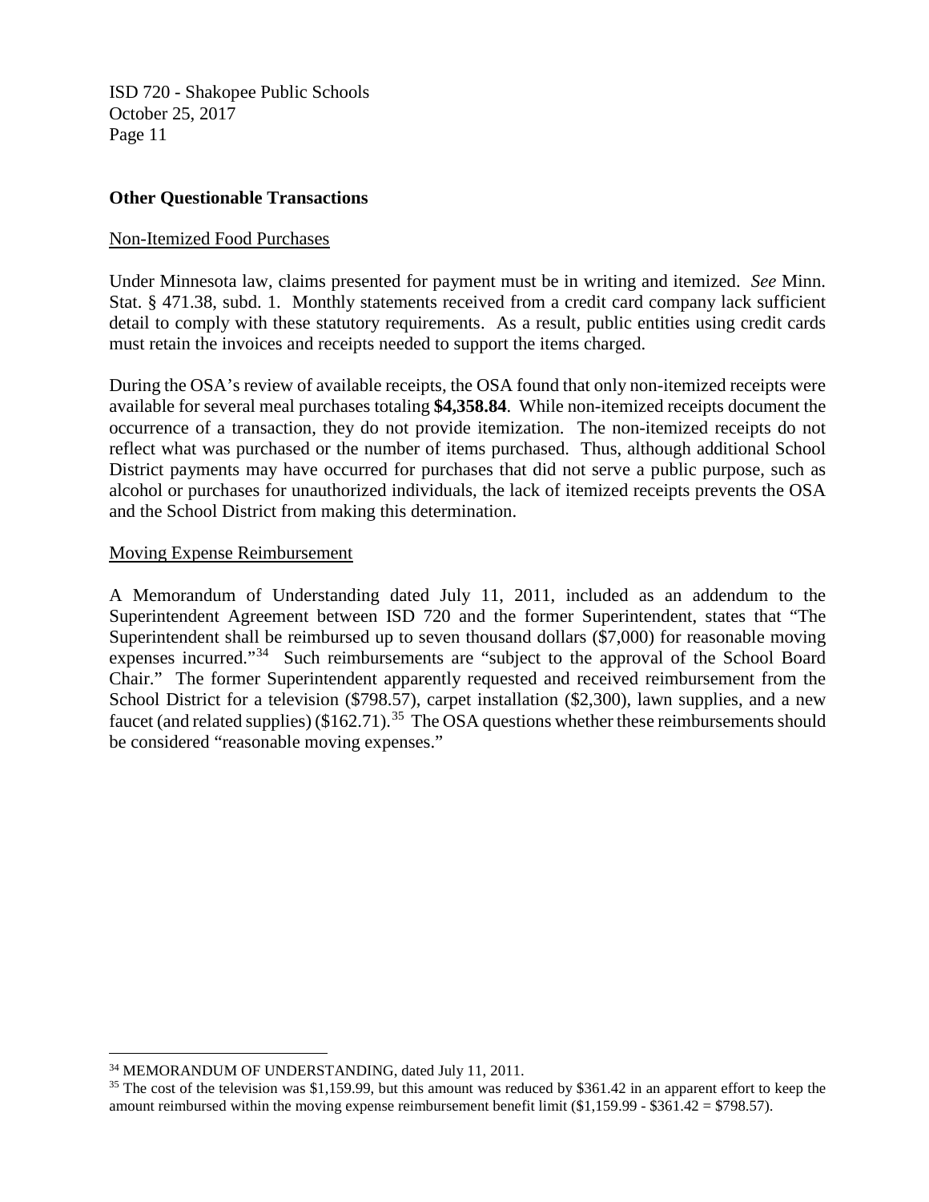**Other Questionable Transactions**

Non-Itemized Food Purchases

Under Minnesota law, claims presented for payment must be in writing and itemized. *See* Minn. Stat. § 471.38, subd. 1. Monthly statements received from a credit card company lack sufficient detail to comply with these statutory requirements. As a result, public entities using credit cards must retain the invoices and receipts needed to support the items charged.

During the OSA's review of available receipts, the OSA found that only non-itemized receipts were available for several meal purchases totaling **$4,358.84**. While non-itemized receipts document the occurrence of a transaction, they do not provide itemization. The non-itemized receipts do not reflect what was purchased or the number of items purchased. Thus, although additional School District payments may have occurred for purchases that did not serve a public purpose, such as alcohol or purchases for unauthorized individuals, the lack of itemized receipts prevents the OSA and the School District from making this determination.

Moving Expense Reimbursement

A Memorandum of Understanding dated July 11, 2011, included as an addendum to the Superintendent Agreement between ISD 720 and the former Superintendent, states that "The Superintendent shall be reimbursed up to seven thousand dollars ($7,000) for reasonable moving expenses incurred."[34] Such reimbursements are "subject to the approval of the School Board Chair." The former Superintendent apparently requested and received reimbursement from the School District for a television ($798.57), carpet installation ($2,300), lawn supplies, and a new faucet (and related supplies) ($162.71).[35] The OSA questions whether these reimbursements should be considered "reasonable moving expenses."

---

[34] MEMORANDUM OF UNDERSTANDING, dated July 11, 2011.

[35] The cost of the television was $1,159.99, but this amount was reduced by $361.42 in an apparent effort to keep the amount reimbursed within the moving expense reimbursement benefit limit ($1,159.99 - $361.42 = $798.57).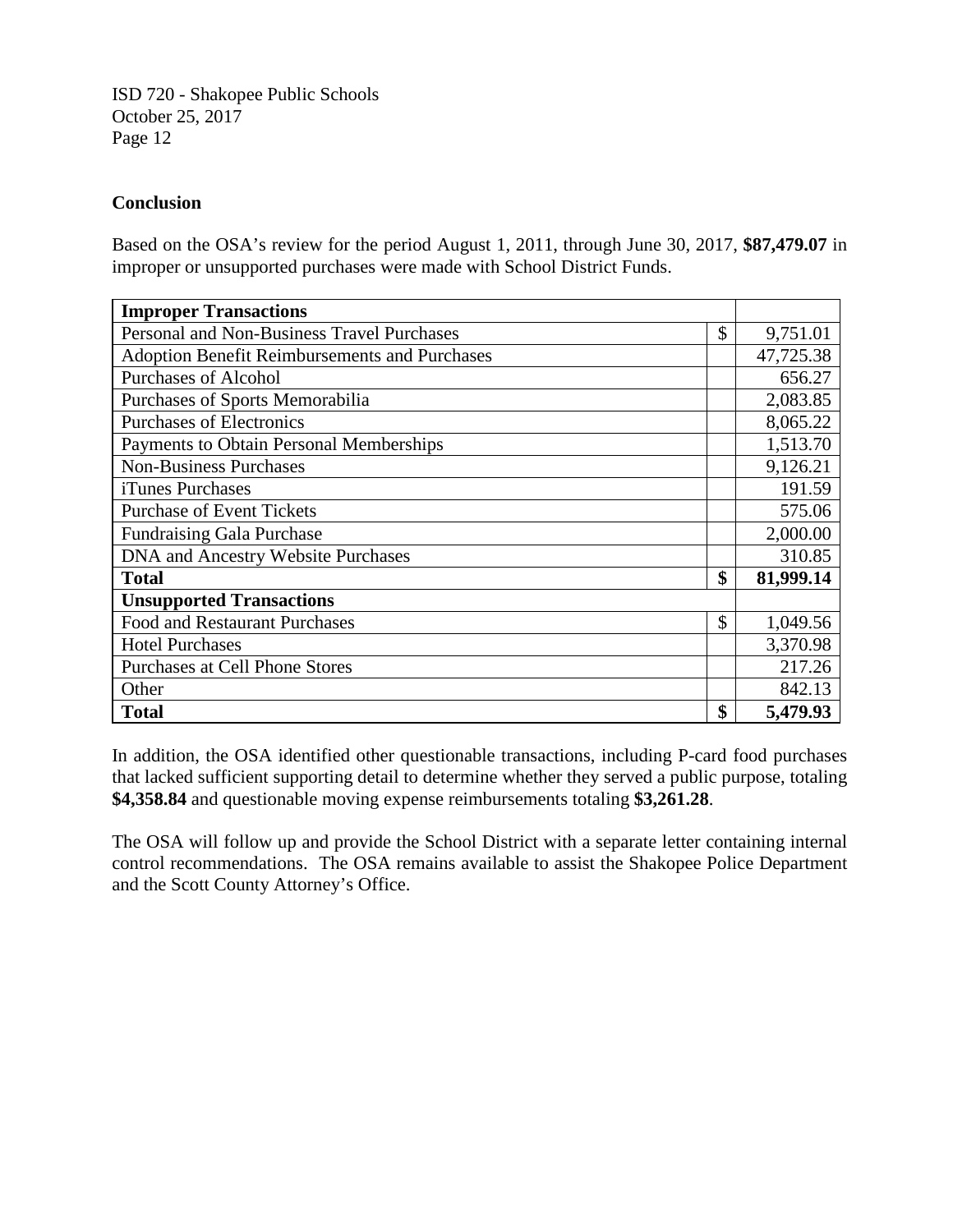## Conclusion

Based on the OSA's review for the period August 1, 2011, through June 30, 2017, **$87,479.07** in improper or unsupported purchases were made with School District Funds.

| **Improper Transactions** | | |
|---|---|---|
| Personal and Non-Business Travel Purchases | $ | 9,751.01 |
| Adoption Benefit Reimbursements and Purchases | | 47,725.38 |
| Purchases of Alcohol | | 656.27 |
| Purchases of Sports Memorabilia | | 2,083.85 |
| Purchases of Electronics | | 8,065.22 |
| Payments to Obtain Personal Memberships | | 1,513.70 |
| Non-Business Purchases | | 9,126.21 |
| iTunes Purchases | | 191.59 |
| Purchase of Event Tickets | | 575.06 |
| Fundraising Gala Purchase | | 2,000.00 |
| DNA and Ancestry Website Purchases | | 310.85 |
| **Total** | **$** | **81,999.14** |
| **Unsupported Transactions** | | |
| Food and Restaurant Purchases | $ | 1,049.56 |
| Hotel Purchases | | 3,370.98 |
| Purchases at Cell Phone Stores | | 217.26 |
| Other | | 842.13 |
| **Total** | **$** | **5,479.93** |

In addition, the OSA identified other questionable transactions, including P-card food purchases that lacked sufficient supporting detail to determine whether they served a public purpose, totaling **$4,358.84** and questionable moving expense reimbursements totaling **$3,261.28**.

The OSA will follow up and provide the School District with a separate letter containing internal control recommendations. The OSA remains available to assist the Shakopee Police Department and the Scott County Attorney's Office.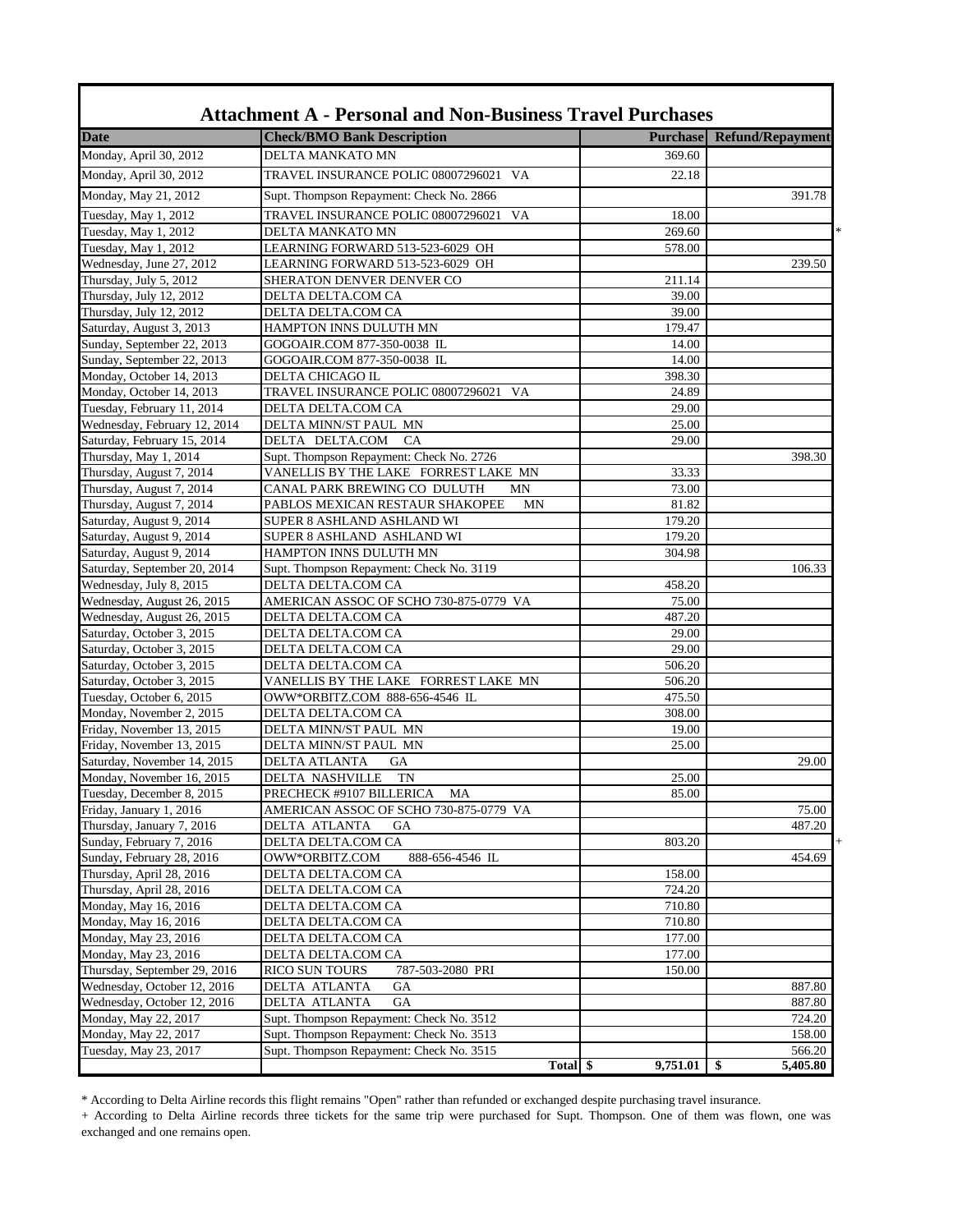# Attachment A - Personal and Non-Business Travel Purchases

| Date | Check/BMO Bank Description | Purchase | Refund/Repayment |
|---|---|---|---|
| Monday, April 30, 2012 | DELTA MANKATO MN | 369.60 | |
| Monday, April 30, 2012 | TRAVEL INSURANCE POLIC 08007296021 VA | 22.18 | |
| Monday, May 21, 2012 | Supt. Thompson Repayment: Check No. 2866 | | 391.78 |
| Tuesday, May 1, 2012 | TRAVEL INSURANCE POLIC 08007296021 VA | 18.00 | |
| Tuesday, May 1, 2012 | DELTA MANKATO MN | 269.60 | * |
| Tuesday, May 1, 2012 | LEARNING FORWARD 513-523-6029 OH | 578.00 | |
| Wednesday, June 27, 2012 | LEARNING FORWARD 513-523-6029 OH | | 239.50 |
| Thursday, July 5, 2012 | SHERATON DENVER DENVER CO | 211.14 | |
| Thursday, July 12, 2012 | DELTA DELTA.COM CA | 39.00 | |
| Thursday, July 12, 2012 | DELTA DELTA.COM CA | 39.00 | |
| Saturday, August 3, 2013 | HAMPTON INNS DULUTH MN | 179.47 | |
| Sunday, September 22, 2013 | GOGOAIR.COM 877-350-0038 IL | 14.00 | |
| Sunday, September 22, 2013 | GOGOAIR.COM 877-350-0038 IL | 14.00 | |
| Monday, October 14, 2013 | DELTA CHICAGO IL | 398.30 | |
| Monday, October 14, 2013 | TRAVEL INSURANCE POLIC 08007296021 VA | 24.89 | |
| Tuesday, February 11, 2014 | DELTA DELTA.COM CA | 29.00 | |
| Wednesday, February 12, 2014 | DELTA MINN/ST PAUL MN | 25.00 | |
| Saturday, February 15, 2014 | DELTA DELTA.COM CA | 29.00 | |
| Thursday, May 1, 2014 | Supt. Thompson Repayment: Check No. 2726 | | 398.30 |
| Thursday, August 7, 2014 | VANELLIS BY THE LAKE FORREST LAKE MN | 33.33 | |
| Thursday, August 7, 2014 | CANAL PARK BREWING CO DULUTH MN | 73.00 | |
| Thursday, August 7, 2014 | PABLOS MEXICAN RESTAUR SHAKOPEE MN | 81.82 | |
| Saturday, August 9, 2014 | SUPER 8 ASHLAND ASHLAND WI | 179.20 | |
| Saturday, August 9, 2014 | SUPER 8 ASHLAND ASHLAND WI | 179.20 | |
| Saturday, August 9, 2014 | HAMPTON INNS DULUTH MN | 304.98 | |
| Saturday, September 20, 2014 | Supt. Thompson Repayment: Check No. 3119 | | 106.33 |
| Wednesday, July 8, 2015 | DELTA DELTA.COM CA | 458.20 | |
| Wednesday, August 26, 2015 | AMERICAN ASSOC OF SCHO 730-875-0779 VA | 75.00 | |
| Wednesday, August 26, 2015 | DELTA DELTA.COM CA | 487.20 | |
| Saturday, October 3, 2015 | DELTA DELTA.COM CA | 29.00 | |
| Saturday, October 3, 2015 | DELTA DELTA.COM CA | 29.00 | |
| Saturday, October 3, 2015 | DELTA DELTA.COM CA | 506.20 | |
| Saturday, October 3, 2015 | VANELLIS BY THE LAKE FORREST LAKE MN | 506.20 | |
| Tuesday, October 6, 2015 | OWW*ORBITZ.COM 888-656-4546 IL | 475.50 | |
| Monday, November 2, 2015 | DELTA DELTA.COM CA | 308.00 | |
| Friday, November 13, 2015 | DELTA MINN/ST PAUL MN | 19.00 | |
| Friday, November 13, 2015 | DELTA MINN/ST PAUL MN | 25.00 | |
| Saturday, November 14, 2015 | DELTA ATLANTA GA | | 29.00 |
| Monday, November 16, 2015 | DELTA NASHVILLE TN | 25.00 | |
| Tuesday, December 8, 2015 | PRECHECK #9107 BILLERICA MA | 85.00 | |
| Friday, January 1, 2016 | AMERICAN ASSOC OF SCHO 730-875-0779 VA | | 75.00 |
| Thursday, January 7, 2016 | DELTA ATLANTA GA | | 487.20 |
| Sunday, February 7, 2016 | DELTA DELTA.COM CA | 803.20 | + |
| Sunday, February 28, 2016 | OWW*ORBITZ.COM 888-656-4546 IL | | 454.69 |
| Thursday, April 28, 2016 | DELTA DELTA.COM CA | 158.00 | |
| Thursday, April 28, 2016 | DELTA DELTA.COM CA | 724.20 | |
| Monday, May 16, 2016 | DELTA DELTA.COM CA | 710.80 | |
| Monday, May 16, 2016 | DELTA DELTA.COM CA | 710.80 | |
| Monday, May 23, 2016 | DELTA DELTA.COM CA | 177.00 | |
| Monday, May 23, 2016 | DELTA DELTA.COM CA | 177.00 | |
| Thursday, September 29, 2016 | RICO SUN TOURS 787-503-2080 PRI | 150.00 | |
| Wednesday, October 12, 2016 | DELTA ATLANTA GA | | 887.80 |
| Wednesday, October 12, 2016 | DELTA ATLANTA GA | | 887.80 |
| Monday, May 22, 2017 | Supt. Thompson Repayment: Check No. 3512 | | 724.20 |
| Monday, May 22, 2017 | Supt. Thompson Repayment: Check No. 3513 | | 158.00 |
| Tuesday, May 23, 2017 | Supt. Thompson Repayment: Check No. 3515 | | 566.20 |
| | Total | $ 9,751.01 | $ 5,405.80 |

\* According to Delta Airline records this flight remains "Open" rather than refunded or exchanged despite purchasing travel insurance.

\+ According to Delta Airline records three tickets for the same trip were purchased for Supt. Thompson. One of them was flown, one was exchanged and one remains open.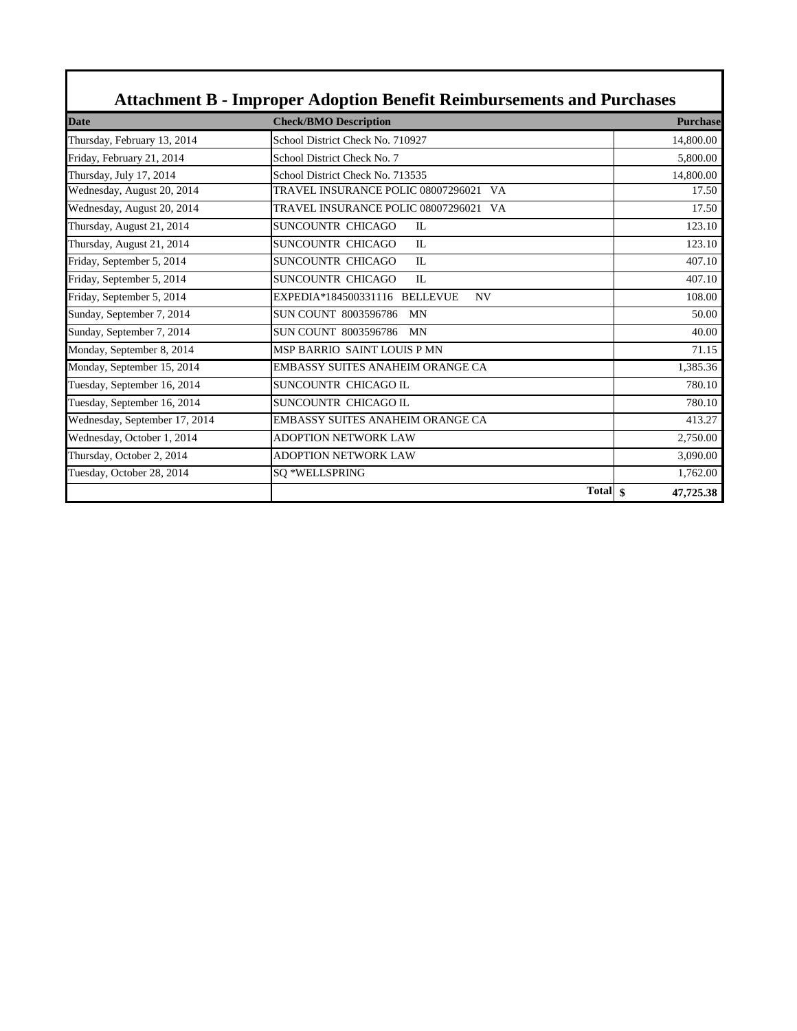# Attachment B - Improper Adoption Benefit Reimbursements and Purchases

| Date | Check/BMO Description | Purchase |
|---|---|---|
| Thursday, February 13, 2014 | School District Check No. 710927 | 14,800.00 |
| Friday, February 21, 2014 | School District Check No. 7 | 5,800.00 |
| Thursday, July 17, 2014 | School District Check No. 713535 | 14,800.00 |
| Wednesday, August 20, 2014 | TRAVEL INSURANCE POLIC 08007296021 VA | 17.50 |
| Wednesday, August 20, 2014 | TRAVEL INSURANCE POLIC 08007296021 VA | 17.50 |
| Thursday, August 21, 2014 | SUNCOUNTR CHICAGO IL | 123.10 |
| Thursday, August 21, 2014 | SUNCOUNTR CHICAGO IL | 123.10 |
| Friday, September 5, 2014 | SUNCOUNTR CHICAGO IL | 407.10 |
| Friday, September 5, 2014 | SUNCOUNTR CHICAGO IL | 407.10 |
| Friday, September 5, 2014 | EXPEDIA*184500331116 BELLEVUE NV | 108.00 |
| Sunday, September 7, 2014 | SUN COUNT 8003596786 MN | 50.00 |
| Sunday, September 7, 2014 | SUN COUNT 8003596786 MN | 40.00 |
| Monday, September 8, 2014 | MSP BARRIO SAINT LOUIS P MN | 71.15 |
| Monday, September 15, 2014 | EMBASSY SUITES ANAHEIM ORANGE CA | 1,385.36 |
| Tuesday, September 16, 2014 | SUNCOUNTR CHICAGO IL | 780.10 |
| Tuesday, September 16, 2014 | SUNCOUNTR CHICAGO IL | 780.10 |
| Wednesday, September 17, 2014 | EMBASSY SUITES ANAHEIM ORANGE CA | 413.27 |
| Wednesday, October 1, 2014 | ADOPTION NETWORK LAW | 2,750.00 |
| Thursday, October 2, 2014 | ADOPTION NETWORK LAW | 3,090.00 |
| Tuesday, October 28, 2014 | SQ *WELLSPRING | 1,762.00 |
| | **Total** | **$ 47,725.38** |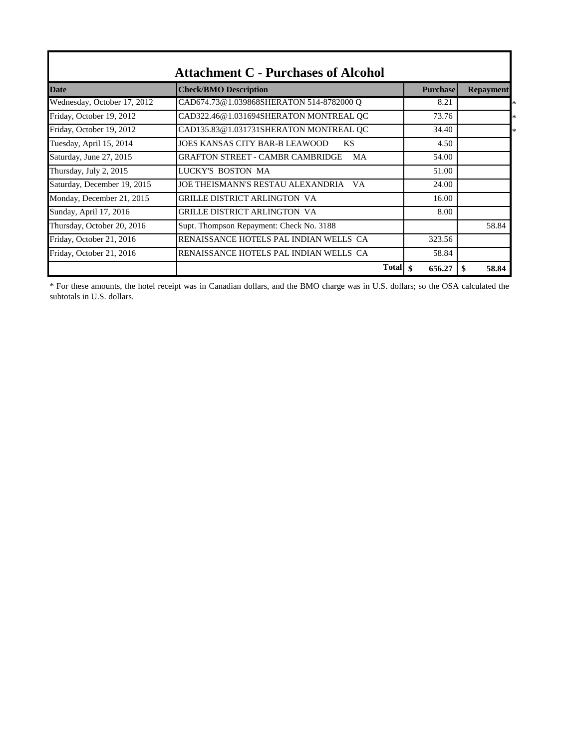# Attachment C - Purchases of Alcohol

| Date | Check/BMO Description | Purchase | Repayment | |
|---|---|---|---|---|
| Wednesday, October 17, 2012 | CAD674.73@1.039868SHERATON 514-8782000 Q | 8.21 | | * |
| Friday, October 19, 2012 | CAD322.46@1.031694SHERATON MONTREAL QC | 73.76 | | * |
| Friday, October 19, 2012 | CAD135.83@1.031731SHERATON MONTREAL QC | 34.40 | | * |
| Tuesday, April 15, 2014 | JOES KANSAS CITY BAR-B LEAWOOD KS | 4.50 | | |
| Saturday, June 27, 2015 | GRAFTON STREET - CAMBR CAMBRIDGE MA | 54.00 | | |
| Thursday, July 2, 2015 | LUCKY'S BOSTON MA | 51.00 | | |
| Saturday, December 19, 2015 | JOE THEISMANN'S RESTAU ALEXANDRIA VA | 24.00 | | |
| Monday, December 21, 2015 | GRILLE DISTRICT ARLINGTON VA | 16.00 | | |
| Sunday, April 17, 2016 | GRILLE DISTRICT ARLINGTON VA | 8.00 | | |
| Thursday, October 20, 2016 | Supt. Thompson Repayment: Check No. 3188 | | 58.84 | |
| Friday, October 21, 2016 | RENAISSANCE HOTELS PAL INDIAN WELLS CA | 323.56 | | |
| Friday, October 21, 2016 | RENAISSANCE HOTELS PAL INDIAN WELLS CA | 58.84 | | |
| | **Total** | **$ 656.27** | **$ 58.84** | |

* For these amounts, the hotel receipt was in Canadian dollars, and the BMO charge was in U.S. dollars; so the OSA calculated the subtotals in U.S. dollars.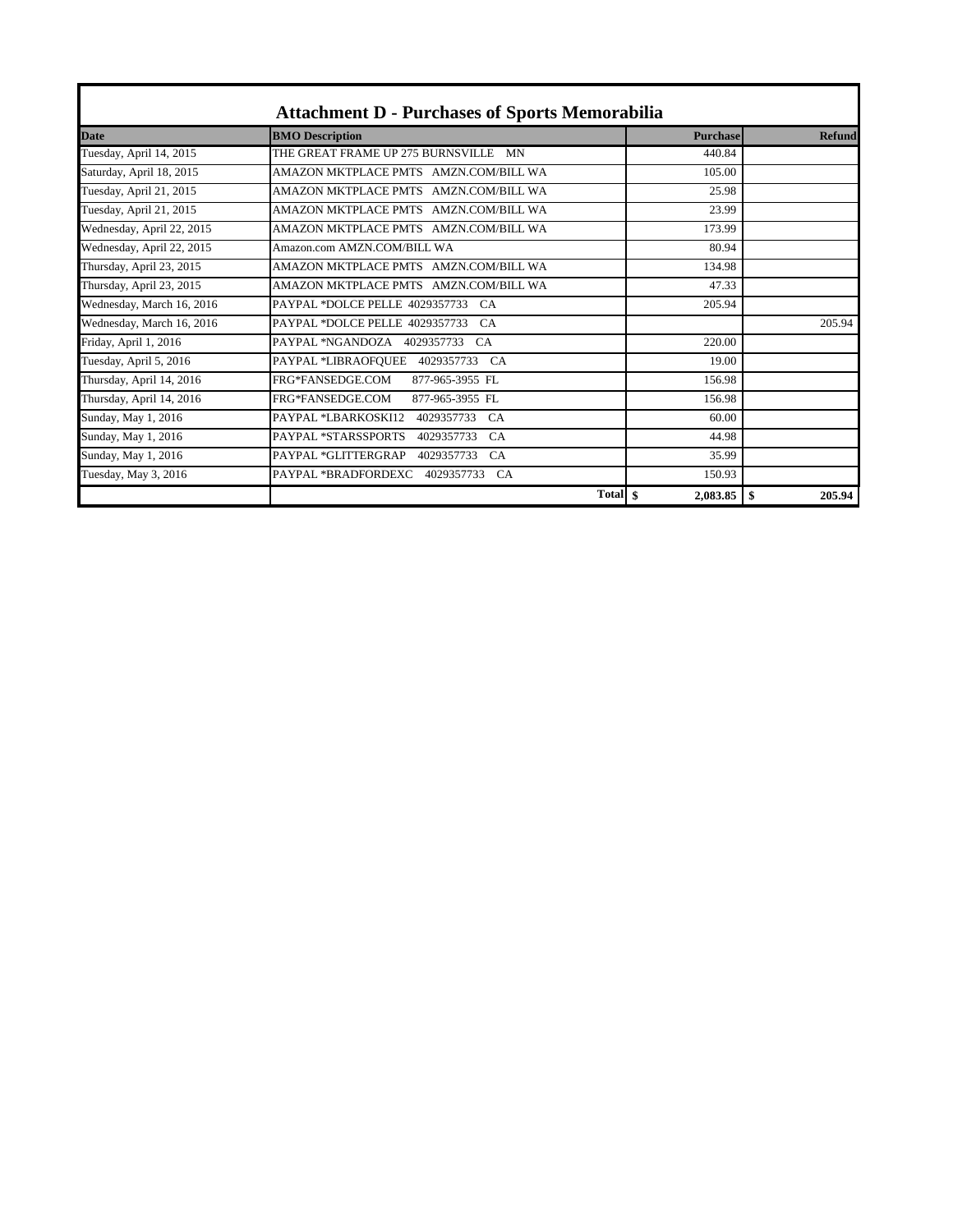## Attachment D - Purchases of Sports Memorabilia

| Date | BMO Description | Purchase | Refund |
|---|---|---|---|
| Tuesday, April 14, 2015 | THE GREAT FRAME UP 275 BURNSVILLE MN | 440.84 | |
| Saturday, April 18, 2015 | AMAZON MKTPLACE PMTS AMZN.COM/BILL WA | 105.00 | |
| Tuesday, April 21, 2015 | AMAZON MKTPLACE PMTS AMZN.COM/BILL WA | 25.98 | |
| Tuesday, April 21, 2015 | AMAZON MKTPLACE PMTS AMZN.COM/BILL WA | 23.99 | |
| Wednesday, April 22, 2015 | AMAZON MKTPLACE PMTS AMZN.COM/BILL WA | 173.99 | |
| Wednesday, April 22, 2015 | Amazon.com AMZN.COM/BILL WA | 80.94 | |
| Thursday, April 23, 2015 | AMAZON MKTPLACE PMTS AMZN.COM/BILL WA | 134.98 | |
| Thursday, April 23, 2015 | AMAZON MKTPLACE PMTS AMZN.COM/BILL WA | 47.33 | |
| Wednesday, March 16, 2016 | PAYPAL *DOLCE PELLE 4029357733 CA | 205.94 | |
| Wednesday, March 16, 2016 | PAYPAL *DOLCE PELLE 4029357733 CA | | 205.94 |
| Friday, April 1, 2016 | PAYPAL *NGANDOZA 4029357733 CA | 220.00 | |
| Tuesday, April 5, 2016 | PAYPAL *LIBRAOFQUEE 4029357733 CA | 19.00 | |
| Thursday, April 14, 2016 | FRG*FANSEDGE.COM 877-965-3955 FL | 156.98 | |
| Thursday, April 14, 2016 | FRG*FANSEDGE.COM 877-965-3955 FL | 156.98 | |
| Sunday, May 1, 2016 | PAYPAL *LBARKOSKI12 4029357733 CA | 60.00 | |
| Sunday, May 1, 2016 | PAYPAL *STARSSPORTS 4029357733 CA | 44.98 | |
| Sunday, May 1, 2016 | PAYPAL *GLITTERGRAP 4029357733 CA | 35.99 | |
| Tuesday, May 3, 2016 | PAYPAL *BRADFORDEXC 4029357733 CA | 150.93 | |
| | **Total** | **$ 2,083.85** | **$ 205.94** |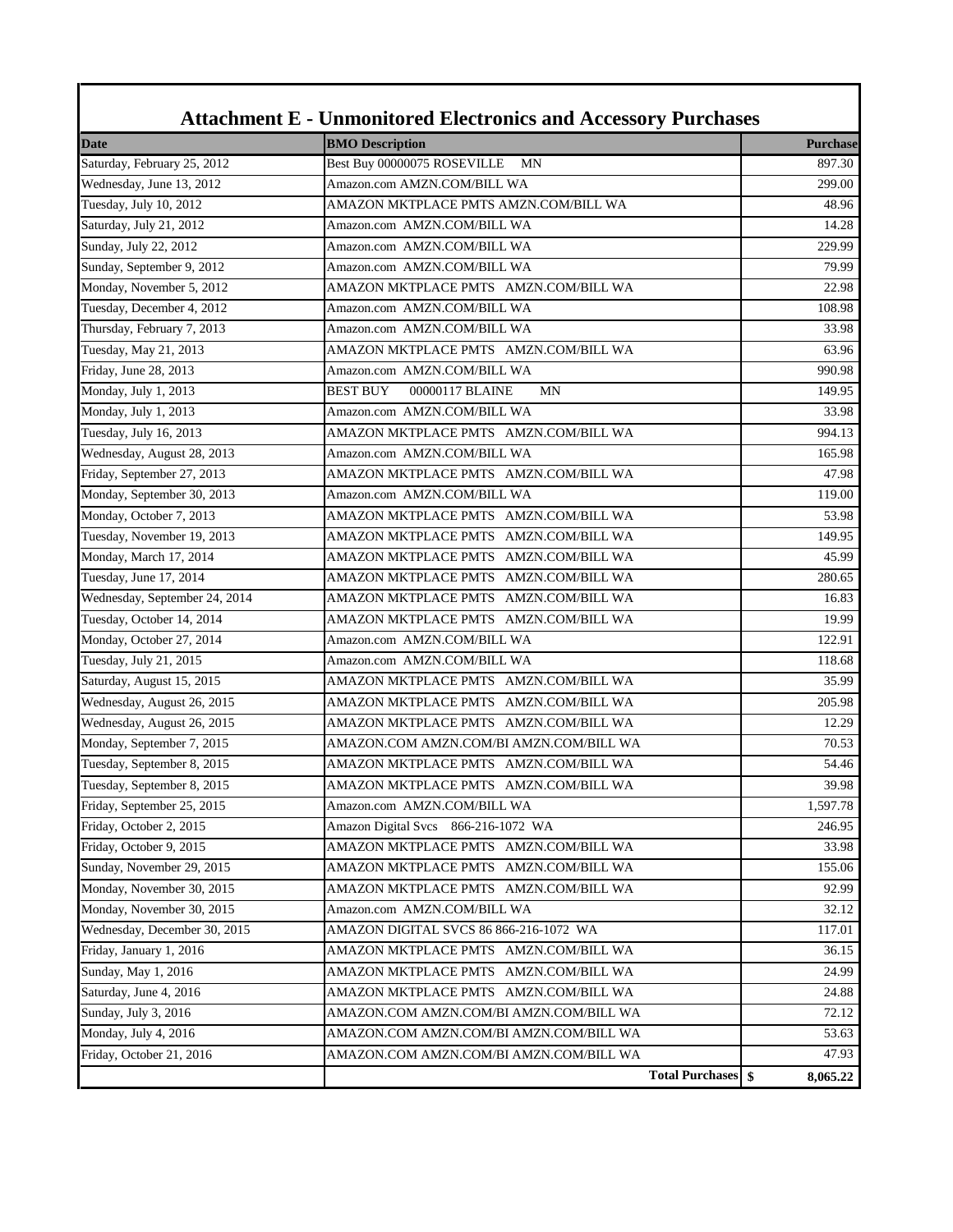# Attachment E - Unmonitored Electronics and Accessory Purchases

| Date | BMO Description | Purchase |
|---|---|---|
| Saturday, February 25, 2012 | Best Buy 00000075 ROSEVILLE MN | 897.30 |
| Wednesday, June 13, 2012 | Amazon.com AMZN.COM/BILL WA | 299.00 |
| Tuesday, July 10, 2012 | AMAZON MKTPLACE PMTS AMZN.COM/BILL WA | 48.96 |
| Saturday, July 21, 2012 | Amazon.com AMZN.COM/BILL WA | 14.28 |
| Sunday, July 22, 2012 | Amazon.com AMZN.COM/BILL WA | 229.99 |
| Sunday, September 9, 2012 | Amazon.com AMZN.COM/BILL WA | 79.99 |
| Monday, November 5, 2012 | AMAZON MKTPLACE PMTS AMZN.COM/BILL WA | 22.98 |
| Tuesday, December 4, 2012 | Amazon.com AMZN.COM/BILL WA | 108.98 |
| Thursday, February 7, 2013 | Amazon.com AMZN.COM/BILL WA | 33.98 |
| Tuesday, May 21, 2013 | AMAZON MKTPLACE PMTS AMZN.COM/BILL WA | 63.96 |
| Friday, June 28, 2013 | Amazon.com AMZN.COM/BILL WA | 990.98 |
| Monday, July 1, 2013 | BEST BUY 00000117 BLAINE MN | 149.95 |
| Monday, July 1, 2013 | Amazon.com AMZN.COM/BILL WA | 33.98 |
| Tuesday, July 16, 2013 | AMAZON MKTPLACE PMTS AMZN.COM/BILL WA | 994.13 |
| Wednesday, August 28, 2013 | Amazon.com AMZN.COM/BILL WA | 165.98 |
| Friday, September 27, 2013 | AMAZON MKTPLACE PMTS AMZN.COM/BILL WA | 47.98 |
| Monday, September 30, 2013 | Amazon.com AMZN.COM/BILL WA | 119.00 |
| Monday, October 7, 2013 | AMAZON MKTPLACE PMTS AMZN.COM/BILL WA | 53.98 |
| Tuesday, November 19, 2013 | AMAZON MKTPLACE PMTS AMZN.COM/BILL WA | 149.95 |
| Monday, March 17, 2014 | AMAZON MKTPLACE PMTS AMZN.COM/BILL WA | 45.99 |
| Tuesday, June 17, 2014 | AMAZON MKTPLACE PMTS AMZN.COM/BILL WA | 280.65 |
| Wednesday, September 24, 2014 | AMAZON MKTPLACE PMTS AMZN.COM/BILL WA | 16.83 |
| Tuesday, October 14, 2014 | AMAZON MKTPLACE PMTS AMZN.COM/BILL WA | 19.99 |
| Monday, October 27, 2014 | Amazon.com AMZN.COM/BILL WA | 122.91 |
| Tuesday, July 21, 2015 | Amazon.com AMZN.COM/BILL WA | 118.68 |
| Saturday, August 15, 2015 | AMAZON MKTPLACE PMTS AMZN.COM/BILL WA | 35.99 |
| Wednesday, August 26, 2015 | AMAZON MKTPLACE PMTS AMZN.COM/BILL WA | 205.98 |
| Wednesday, August 26, 2015 | AMAZON MKTPLACE PMTS AMZN.COM/BILL WA | 12.29 |
| Monday, September 7, 2015 | AMAZON.COM AMZN.COM/BI AMZN.COM/BILL WA | 70.53 |
| Tuesday, September 8, 2015 | AMAZON MKTPLACE PMTS AMZN.COM/BILL WA | 54.46 |
| Tuesday, September 8, 2015 | AMAZON MKTPLACE PMTS AMZN.COM/BILL WA | 39.98 |
| Friday, September 25, 2015 | Amazon.com AMZN.COM/BILL WA | 1,597.78 |
| Friday, October 2, 2015 | Amazon Digital Svcs 866-216-1072 WA | 246.95 |
| Friday, October 9, 2015 | AMAZON MKTPLACE PMTS AMZN.COM/BILL WA | 33.98 |
| Sunday, November 29, 2015 | AMAZON MKTPLACE PMTS AMZN.COM/BILL WA | 155.06 |
| Monday, November 30, 2015 | AMAZON MKTPLACE PMTS AMZN.COM/BILL WA | 92.99 |
| Monday, November 30, 2015 | Amazon.com AMZN.COM/BILL WA | 32.12 |
| Wednesday, December 30, 2015 | AMAZON DIGITAL SVCS 86 866-216-1072 WA | 117.01 |
| Friday, January 1, 2016 | AMAZON MKTPLACE PMTS AMZN.COM/BILL WA | 36.15 |
| Sunday, May 1, 2016 | AMAZON MKTPLACE PMTS AMZN.COM/BILL WA | 24.99 |
| Saturday, June 4, 2016 | AMAZON MKTPLACE PMTS AMZN.COM/BILL WA | 24.88 |
| Sunday, July 3, 2016 | AMAZON.COM AMZN.COM/BI AMZN.COM/BILL WA | 72.12 |
| Monday, July 4, 2016 | AMAZON.COM AMZN.COM/BI AMZN.COM/BILL WA | 53.63 |
| Friday, October 21, 2016 | AMAZON.COM AMZN.COM/BI AMZN.COM/BILL WA | 47.93 |
| | **Total Purchases** | **$ 8,065.22** |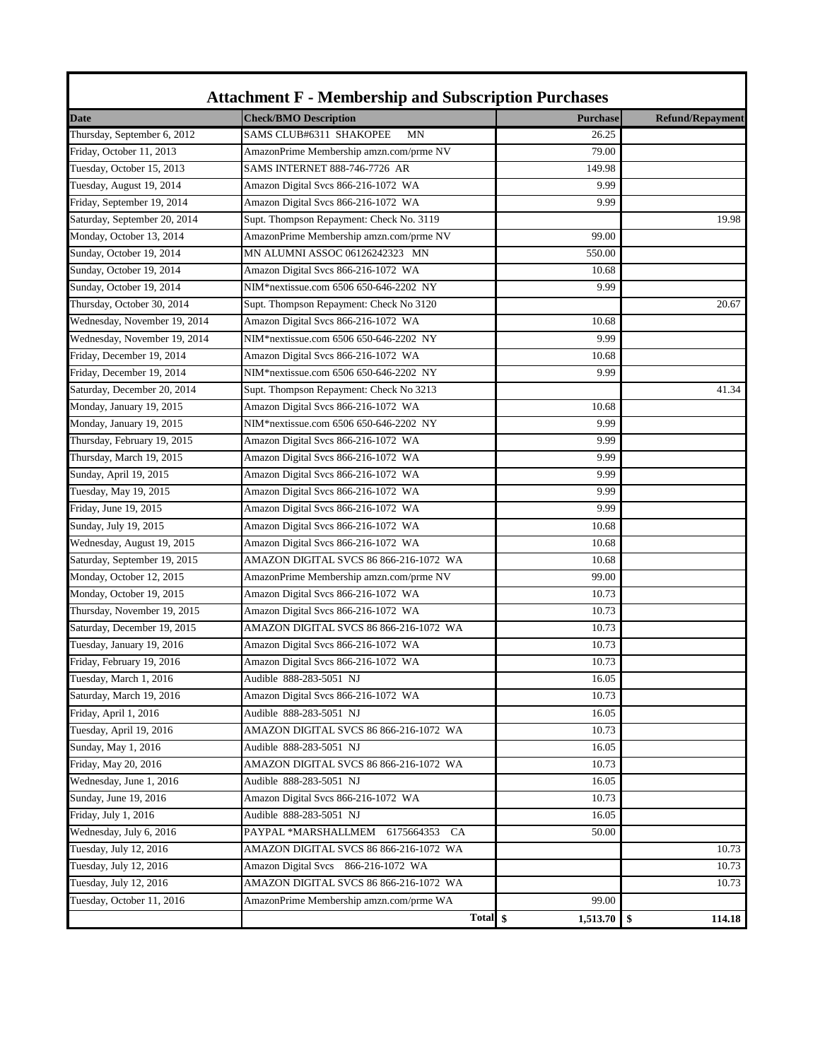# Attachment F - Membership and Subscription Purchases

| Date | Check/BMO Description | Purchase | Refund/Repayment |
|---|---|---|---|
| Thursday, September 6, 2012 | SAMS CLUB#6311 SHAKOPEE MN | 26.25 | |
| Friday, October 11, 2013 | AmazonPrime Membership amzn.com/prme NV | 79.00 | |
| Tuesday, October 15, 2013 | SAMS INTERNET 888-746-7726 AR | 149.98 | |
| Tuesday, August 19, 2014 | Amazon Digital Svcs 866-216-1072 WA | 9.99 | |
| Friday, September 19, 2014 | Amazon Digital Svcs 866-216-1072 WA | 9.99 | |
| Saturday, September 20, 2014 | Supt. Thompson Repayment: Check No. 3119 | | 19.98 |
| Monday, October 13, 2014 | AmazonPrime Membership amzn.com/prme NV | 99.00 | |
| Sunday, October 19, 2014 | MN ALUMNI ASSOC 06126242323 MN | 550.00 | |
| Sunday, October 19, 2014 | Amazon Digital Svcs 866-216-1072 WA | 10.68 | |
| Sunday, October 19, 2014 | NIM*nextissue.com 6506 650-646-2202 NY | 9.99 | |
| Thursday, October 30, 2014 | Supt. Thompson Repayment: Check No 3120 | | 20.67 |
| Wednesday, November 19, 2014 | Amazon Digital Svcs 866-216-1072 WA | 10.68 | |
| Wednesday, November 19, 2014 | NIM*nextissue.com 6506 650-646-2202 NY | 9.99 | |
| Friday, December 19, 2014 | Amazon Digital Svcs 866-216-1072 WA | 10.68 | |
| Friday, December 19, 2014 | NIM*nextissue.com 6506 650-646-2202 NY | 9.99 | |
| Saturday, December 20, 2014 | Supt. Thompson Repayment: Check No 3213 | | 41.34 |
| Monday, January 19, 2015 | Amazon Digital Svcs 866-216-1072 WA | 10.68 | |
| Monday, January 19, 2015 | NIM*nextissue.com 6506 650-646-2202 NY | 9.99 | |
| Thursday, February 19, 2015 | Amazon Digital Svcs 866-216-1072 WA | 9.99 | |
| Thursday, March 19, 2015 | Amazon Digital Svcs 866-216-1072 WA | 9.99 | |
| Sunday, April 19, 2015 | Amazon Digital Svcs 866-216-1072 WA | 9.99 | |
| Tuesday, May 19, 2015 | Amazon Digital Svcs 866-216-1072 WA | 9.99 | |
| Friday, June 19, 2015 | Amazon Digital Svcs 866-216-1072 WA | 9.99 | |
| Sunday, July 19, 2015 | Amazon Digital Svcs 866-216-1072 WA | 10.68 | |
| Wednesday, August 19, 2015 | Amazon Digital Svcs 866-216-1072 WA | 10.68 | |
| Saturday, September 19, 2015 | AMAZON DIGITAL SVCS 86 866-216-1072 WA | 10.68 | |
| Monday, October 12, 2015 | AmazonPrime Membership amzn.com/prme NV | 99.00 | |
| Monday, October 19, 2015 | Amazon Digital Svcs 866-216-1072 WA | 10.73 | |
| Thursday, November 19, 2015 | Amazon Digital Svcs 866-216-1072 WA | 10.73 | |
| Saturday, December 19, 2015 | AMAZON DIGITAL SVCS 86 866-216-1072 WA | 10.73 | |
| Tuesday, January 19, 2016 | Amazon Digital Svcs 866-216-1072 WA | 10.73 | |
| Friday, February 19, 2016 | Amazon Digital Svcs 866-216-1072 WA | 10.73 | |
| Tuesday, March 1, 2016 | Audible 888-283-5051 NJ | 16.05 | |
| Saturday, March 19, 2016 | Amazon Digital Svcs 866-216-1072 WA | 10.73 | |
| Friday, April 1, 2016 | Audible 888-283-5051 NJ | 16.05 | |
| Tuesday, April 19, 2016 | AMAZON DIGITAL SVCS 86 866-216-1072 WA | 10.73 | |
| Sunday, May 1, 2016 | Audible 888-283-5051 NJ | 16.05 | |
| Friday, May 20, 2016 | AMAZON DIGITAL SVCS 86 866-216-1072 WA | 10.73 | |
| Wednesday, June 1, 2016 | Audible 888-283-5051 NJ | 16.05 | |
| Sunday, June 19, 2016 | Amazon Digital Svcs 866-216-1072 WA | 10.73 | |
| Friday, July 1, 2016 | Audible 888-283-5051 NJ | 16.05 | |
| Wednesday, July 6, 2016 | PAYPAL *MARSHALLMEM 6175664353 CA | 50.00 | |
| Tuesday, July 12, 2016 | AMAZON DIGITAL SVCS 86 866-216-1072 WA | | 10.73 |
| Tuesday, July 12, 2016 | Amazon Digital Svcs 866-216-1072 WA | | 10.73 |
| Tuesday, July 12, 2016 | AMAZON DIGITAL SVCS 86 866-216-1072 WA | | 10.73 |
| Tuesday, October 11, 2016 | AmazonPrime Membership amzn.com/prme WA | 99.00 | |
| | **Total** | **$ 1,513.70** | **$ 114.18** |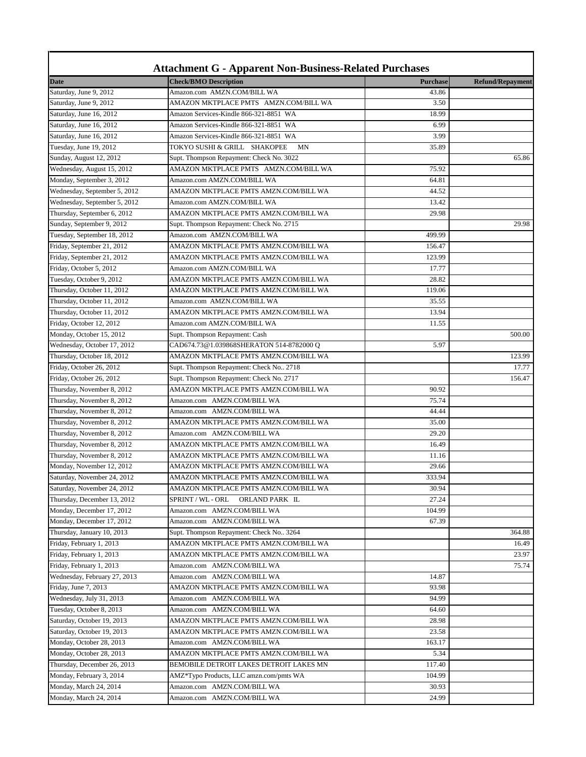# Attachment G - Apparent Non-Business-Related Purchases

| Date | Check/BMO Description | Purchase | Refund/Repayment |
|---|---|---|---|
| Saturday, June 9, 2012 | Amazon.com AMZN.COM/BILL WA | 43.86 | |
| Saturday, June 9, 2012 | AMAZON MKTPLACE PMTS AMZN.COM/BILL WA | 3.50 | |
| Saturday, June 16, 2012 | Amazon Services-Kindle 866-321-8851 WA | 18.99 | |
| Saturday, June 16, 2012 | Amazon Services-Kindle 866-321-8851 WA | 6.99 | |
| Saturday, June 16, 2012 | Amazon Services-Kindle 866-321-8851 WA | 3.99 | |
| Tuesday, June 19, 2012 | TOKYO SUSHI & GRILL SHAKOPEE MN | 35.89 | |
| Sunday, August 12, 2012 | Supt. Thompson Repayment: Check No. 3022 | | 65.86 |
| Wednesday, August 15, 2012 | AMAZON MKTPLACE PMTS AMZN.COM/BILL WA | 75.92 | |
| Monday, September 3, 2012 | Amazon.com AMZN.COM/BILL WA | 64.81 | |
| Wednesday, September 5, 2012 | AMAZON MKTPLACE PMTS AMZN.COM/BILL WA | 44.52 | |
| Wednesday, September 5, 2012 | Amazon.com AMZN.COM/BILL WA | 13.42 | |
| Thursday, September 6, 2012 | AMAZON MKTPLACE PMTS AMZN.COM/BILL WA | 29.98 | |
| Sunday, September 9, 2012 | Supt. Thompson Repayment: Check No. 2715 | | 29.98 |
| Tuesday, September 18, 2012 | Amazon.com AMZN.COM/BILL WA | 499.99 | |
| Friday, September 21, 2012 | AMAZON MKTPLACE PMTS AMZN.COM/BILL WA | 156.47 | |
| Friday, September 21, 2012 | AMAZON MKTPLACE PMTS AMZN.COM/BILL WA | 123.99 | |
| Friday, October 5, 2012 | Amazon.com AMZN.COM/BILL WA | 17.77 | |
| Tuesday, October 9, 2012 | AMAZON MKTPLACE PMTS AMZN.COM/BILL WA | 28.82 | |
| Thursday, October 11, 2012 | AMAZON MKTPLACE PMTS AMZN.COM/BILL WA | 119.06 | |
| Thursday, October 11, 2012 | Amazon.com AMZN.COM/BILL WA | 35.55 | |
| Thursday, October 11, 2012 | AMAZON MKTPLACE PMTS AMZN.COM/BILL WA | 13.94 | |
| Friday, October 12, 2012 | Amazon.com AMZN.COM/BILL WA | 11.55 | |
| Monday, October 15, 2012 | Supt. Thompson Repayment: Cash | | 500.00 |
| Wednesday, October 17, 2012 | CAD674.73@1.039868SHERATON 514-8782000 Q | 5.97 | |
| Thursday, October 18, 2012 | AMAZON MKTPLACE PMTS AMZN.COM/BILL WA | | 123.99 |
| Friday, October 26, 2012 | Supt. Thompson Repayment: Check No.. 2718 | | 17.77 |
| Friday, October 26, 2012 | Supt. Thompson Repayment: Check No. 2717 | | 156.47 |
| Thursday, November 8, 2012 | AMAZON MKTPLACE PMTS AMZN.COM/BILL WA | 90.92 | |
| Thursday, November 8, 2012 | Amazon.com AMZN.COM/BILL WA | 75.74 | |
| Thursday, November 8, 2012 | Amazon.com AMZN.COM/BILL WA | 44.44 | |
| Thursday, November 8, 2012 | AMAZON MKTPLACE PMTS AMZN.COM/BILL WA | 35.00 | |
| Thursday, November 8, 2012 | Amazon.com AMZN.COM/BILL WA | 29.20 | |
| Thursday, November 8, 2012 | AMAZON MKTPLACE PMTS AMZN.COM/BILL WA | 16.49 | |
| Thursday, November 8, 2012 | AMAZON MKTPLACE PMTS AMZN.COM/BILL WA | 11.16 | |
| Monday, November 12, 2012 | AMAZON MKTPLACE PMTS AMZN.COM/BILL WA | 29.66 | |
| Saturday, November 24, 2012 | AMAZON MKTPLACE PMTS AMZN.COM/BILL WA | 333.94 | |
| Saturday, November 24, 2012 | AMAZON MKTPLACE PMTS AMZN.COM/BILL WA | 30.94 | |
| Thursday, December 13, 2012 | SPRINT / WL - ORL ORLAND PARK IL | 27.24 | |
| Monday, December 17, 2012 | Amazon.com AMZN.COM/BILL WA | 104.99 | |
| Monday, December 17, 2012 | Amazon.com AMZN.COM/BILL WA | 67.39 | |
| Thursday, January 10, 2013 | Supt. Thompson Repayment: Check No.. 3264 | | 364.88 |
| Friday, February 1, 2013 | AMAZON MKTPLACE PMTS AMZN.COM/BILL WA | | 16.49 |
| Friday, February 1, 2013 | AMAZON MKTPLACE PMTS AMZN.COM/BILL WA | | 23.97 |
| Friday, February 1, 2013 | Amazon.com AMZN.COM/BILL WA | | 75.74 |
| Wednesday, February 27, 2013 | Amazon.com AMZN.COM/BILL WA | 14.87 | |
| Friday, June 7, 2013 | AMAZON MKTPLACE PMTS AMZN.COM/BILL WA | 93.98 | |
| Wednesday, July 31, 2013 | Amazon.com AMZN.COM/BILL WA | 94.99 | |
| Tuesday, October 8, 2013 | Amazon.com AMZN.COM/BILL WA | 64.60 | |
| Saturday, October 19, 2013 | AMAZON MKTPLACE PMTS AMZN.COM/BILL WA | 28.98 | |
| Saturday, October 19, 2013 | AMAZON MKTPLACE PMTS AMZN.COM/BILL WA | 23.58 | |
| Monday, October 28, 2013 | Amazon.com AMZN.COM/BILL WA | 163.17 | |
| Monday, October 28, 2013 | AMAZON MKTPLACE PMTS AMZN.COM/BILL WA | 5.34 | |
| Thursday, December 26, 2013 | BEMOBILE DETROIT LAKES DETROIT LAKES MN | 117.40 | |
| Monday, February 3, 2014 | AMZ*Typo Products, LLC amzn.com/pmts WA | 104.99 | |
| Monday, March 24, 2014 | Amazon.com AMZN.COM/BILL WA | 30.93 | |
| Monday, March 24, 2014 | Amazon.com AMZN.COM/BILL WA | 24.99 | |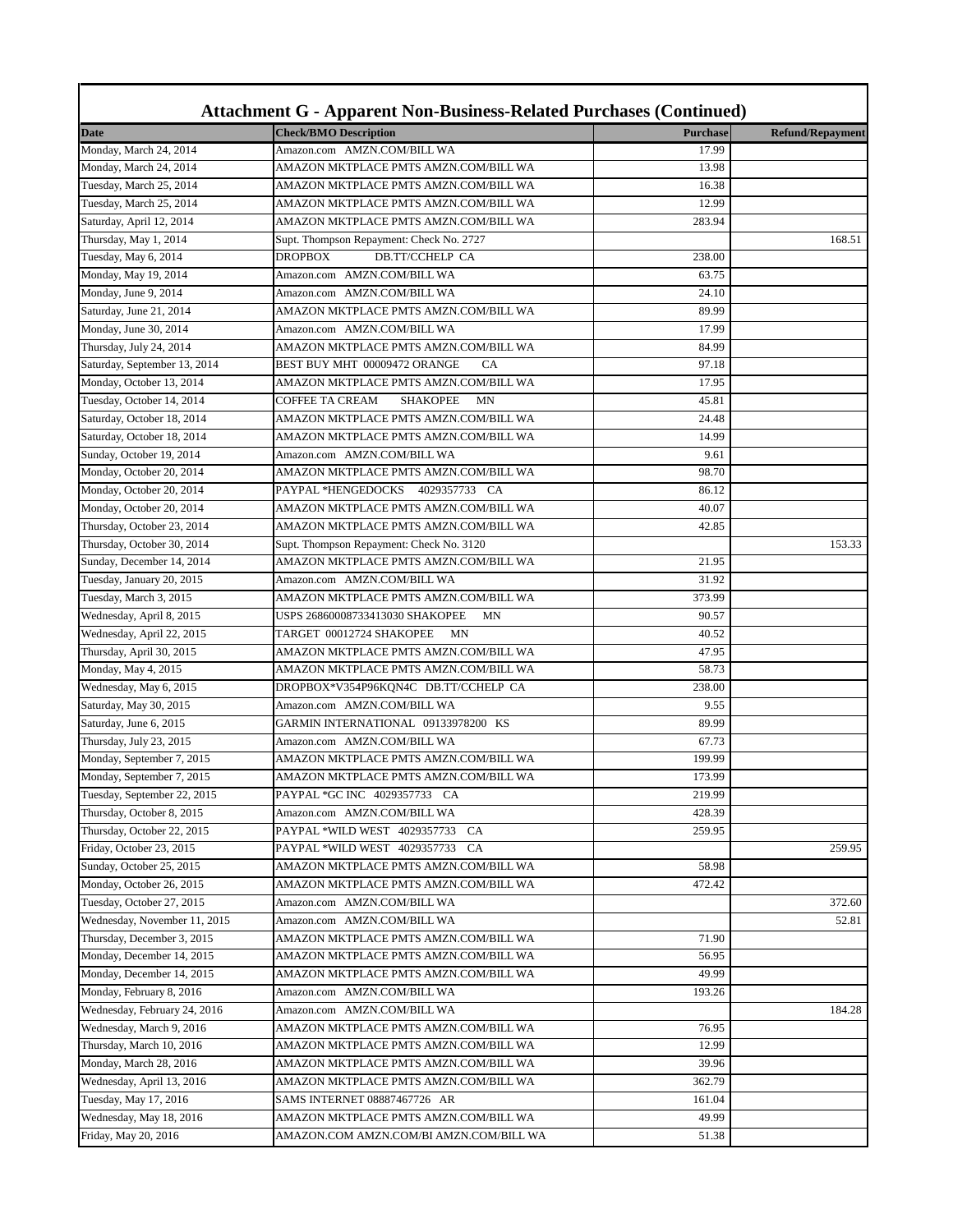## Attachment G - Apparent Non-Business-Related Purchases (Continued)

| Date | Check/BMO Description | Purchase | Refund/Repayment |
|---|---|---|---|
| Monday, March 24, 2014 | Amazon.com AMZN.COM/BILL WA | 17.99 | |
| Monday, March 24, 2014 | AMAZON MKTPLACE PMTS AMZN.COM/BILL WA | 13.98 | |
| Tuesday, March 25, 2014 | AMAZON MKTPLACE PMTS AMZN.COM/BILL WA | 16.38 | |
| Tuesday, March 25, 2014 | AMAZON MKTPLACE PMTS AMZN.COM/BILL WA | 12.99 | |
| Saturday, April 12, 2014 | AMAZON MKTPLACE PMTS AMZN.COM/BILL WA | 283.94 | |
| Thursday, May 1, 2014 | Supt. Thompson Repayment: Check No. 2727 | | 168.51 |
| Tuesday, May 6, 2014 | DROPBOX DB.TT/CCHELP CA | 238.00 | |
| Monday, May 19, 2014 | Amazon.com AMZN.COM/BILL WA | 63.75 | |
| Monday, June 9, 2014 | Amazon.com AMZN.COM/BILL WA | 24.10 | |
| Saturday, June 21, 2014 | AMAZON MKTPLACE PMTS AMZN.COM/BILL WA | 89.99 | |
| Monday, June 30, 2014 | Amazon.com AMZN.COM/BILL WA | 17.99 | |
| Thursday, July 24, 2014 | AMAZON MKTPLACE PMTS AMZN.COM/BILL WA | 84.99 | |
| Saturday, September 13, 2014 | BEST BUY MHT 00009472 ORANGE CA | 97.18 | |
| Monday, October 13, 2014 | AMAZON MKTPLACE PMTS AMZN.COM/BILL WA | 17.95 | |
| Tuesday, October 14, 2014 | COFFEE TA CREAM SHAKOPEE MN | 45.81 | |
| Saturday, October 18, 2014 | AMAZON MKTPLACE PMTS AMZN.COM/BILL WA | 24.48 | |
| Saturday, October 18, 2014 | AMAZON MKTPLACE PMTS AMZN.COM/BILL WA | 14.99 | |
| Sunday, October 19, 2014 | Amazon.com AMZN.COM/BILL WA | 9.61 | |
| Monday, October 20, 2014 | AMAZON MKTPLACE PMTS AMZN.COM/BILL WA | 98.70 | |
| Monday, October 20, 2014 | PAYPAL *HENGEDOCKS 4029357733 CA | 86.12 | |
| Monday, October 20, 2014 | AMAZON MKTPLACE PMTS AMZN.COM/BILL WA | 40.07 | |
| Thursday, October 23, 2014 | AMAZON MKTPLACE PMTS AMZN.COM/BILL WA | 42.85 | |
| Thursday, October 30, 2014 | Supt. Thompson Repayment: Check No. 3120 | | 153.33 |
| Sunday, December 14, 2014 | AMAZON MKTPLACE PMTS AMZN.COM/BILL WA | 21.95 | |
| Tuesday, January 20, 2015 | Amazon.com AMZN.COM/BILL WA | 31.92 | |
| Tuesday, March 3, 2015 | AMAZON MKTPLACE PMTS AMZN.COM/BILL WA | 373.99 | |
| Wednesday, April 8, 2015 | USPS 26860008733413030 SHAKOPEE MN | 90.57 | |
| Wednesday, April 22, 2015 | TARGET 00012724 SHAKOPEE MN | 40.52 | |
| Thursday, April 30, 2015 | AMAZON MKTPLACE PMTS AMZN.COM/BILL WA | 47.95 | |
| Monday, May 4, 2015 | AMAZON MKTPLACE PMTS AMZN.COM/BILL WA | 58.73 | |
| Wednesday, May 6, 2015 | DROPBOX*V354P96KQN4C DB.TT/CCHELP CA | 238.00 | |
| Saturday, May 30, 2015 | Amazon.com AMZN.COM/BILL WA | 9.55 | |
| Saturday, June 6, 2015 | GARMIN INTERNATIONAL 09133978200 KS | 89.99 | |
| Thursday, July 23, 2015 | Amazon.com AMZN.COM/BILL WA | 67.73 | |
| Monday, September 7, 2015 | AMAZON MKTPLACE PMTS AMZN.COM/BILL WA | 199.99 | |
| Monday, September 7, 2015 | AMAZON MKTPLACE PMTS AMZN.COM/BILL WA | 173.99 | |
| Tuesday, September 22, 2015 | PAYPAL *GC INC 4029357733 CA | 219.99 | |
| Thursday, October 8, 2015 | Amazon.com AMZN.COM/BILL WA | 428.39 | |
| Thursday, October 22, 2015 | PAYPAL *WILD WEST 4029357733 CA | 259.95 | |
| Friday, October 23, 2015 | PAYPAL *WILD WEST 4029357733 CA | | 259.95 |
| Sunday, October 25, 2015 | AMAZON MKTPLACE PMTS AMZN.COM/BILL WA | 58.98 | |
| Monday, October 26, 2015 | AMAZON MKTPLACE PMTS AMZN.COM/BILL WA | 472.42 | |
| Tuesday, October 27, 2015 | Amazon.com AMZN.COM/BILL WA | | 372.60 |
| Wednesday, November 11, 2015 | Amazon.com AMZN.COM/BILL WA | | 52.81 |
| Thursday, December 3, 2015 | AMAZON MKTPLACE PMTS AMZN.COM/BILL WA | 71.90 | |
| Monday, December 14, 2015 | AMAZON MKTPLACE PMTS AMZN.COM/BILL WA | 56.95 | |
| Monday, December 14, 2015 | AMAZON MKTPLACE PMTS AMZN.COM/BILL WA | 49.99 | |
| Monday, February 8, 2016 | Amazon.com AMZN.COM/BILL WA | 193.26 | |
| Wednesday, February 24, 2016 | Amazon.com AMZN.COM/BILL WA | | 184.28 |
| Wednesday, March 9, 2016 | AMAZON MKTPLACE PMTS AMZN.COM/BILL WA | 76.95 | |
| Thursday, March 10, 2016 | AMAZON MKTPLACE PMTS AMZN.COM/BILL WA | 12.99 | |
| Monday, March 28, 2016 | AMAZON MKTPLACE PMTS AMZN.COM/BILL WA | 39.96 | |
| Wednesday, April 13, 2016 | AMAZON MKTPLACE PMTS AMZN.COM/BILL WA | 362.79 | |
| Tuesday, May 17, 2016 | SAMS INTERNET 08887467726 AR | 161.04 | |
| Wednesday, May 18, 2016 | AMAZON MKTPLACE PMTS AMZN.COM/BILL WA | 49.99 | |
| Friday, May 20, 2016 | AMAZON.COM AMZN.COM/BI AMZN.COM/BILL WA | 51.38 | |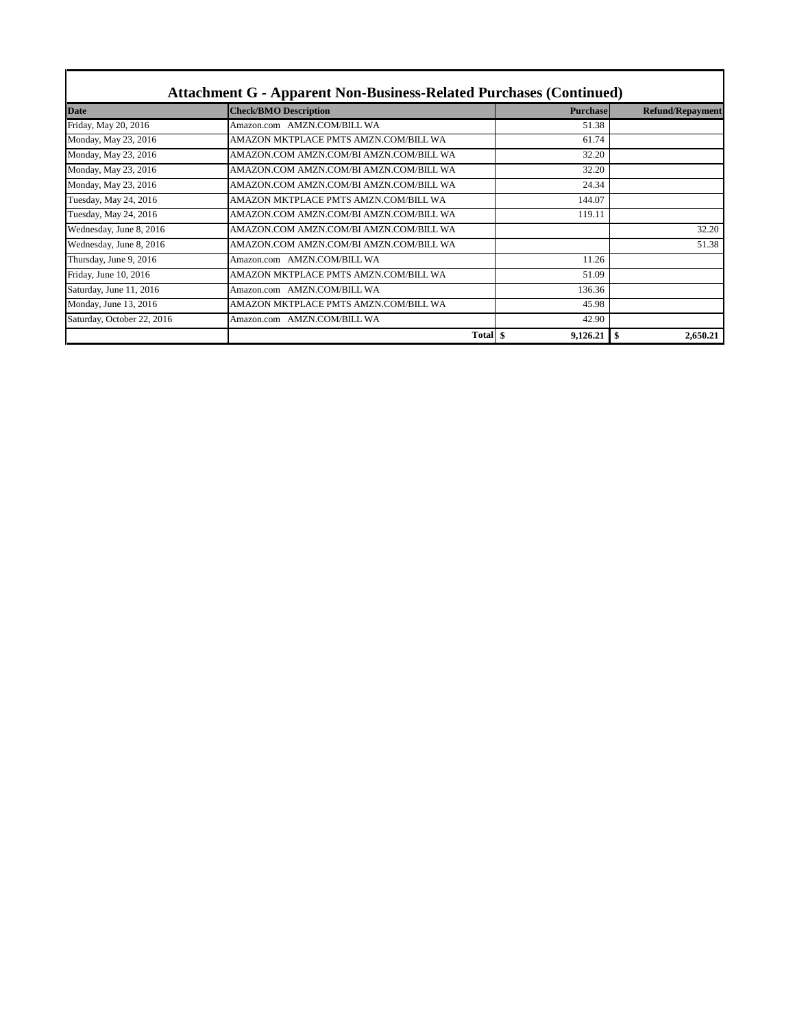## Attachment G - Apparent Non-Business-Related Purchases (Continued)

| Date | Check/BMO Description | Purchase | Refund/Repayment |
|---|---|---|---|
| Friday, May 20, 2016 | Amazon.com AMZN.COM/BILL WA | 51.38 | |
| Monday, May 23, 2016 | AMAZON MKTPLACE PMTS AMZN.COM/BILL WA | 61.74 | |
| Monday, May 23, 2016 | AMAZON.COM AMZN.COM/BI AMZN.COM/BILL WA | 32.20 | |
| Monday, May 23, 2016 | AMAZON.COM AMZN.COM/BI AMZN.COM/BILL WA | 32.20 | |
| Monday, May 23, 2016 | AMAZON.COM AMZN.COM/BI AMZN.COM/BILL WA | 24.34 | |
| Tuesday, May 24, 2016 | AMAZON MKTPLACE PMTS AMZN.COM/BILL WA | 144.07 | |
| Tuesday, May 24, 2016 | AMAZON.COM AMZN.COM/BI AMZN.COM/BILL WA | 119.11 | |
| Wednesday, June 8, 2016 | AMAZON.COM AMZN.COM/BI AMZN.COM/BILL WA | | 32.20 |
| Wednesday, June 8, 2016 | AMAZON.COM AMZN.COM/BI AMZN.COM/BILL WA | | 51.38 |
| Thursday, June 9, 2016 | Amazon.com AMZN.COM/BILL WA | 11.26 | |
| Friday, June 10, 2016 | AMAZON MKTPLACE PMTS AMZN.COM/BILL WA | 51.09 | |
| Saturday, June 11, 2016 | Amazon.com AMZN.COM/BILL WA | 136.36 | |
| Monday, June 13, 2016 | AMAZON MKTPLACE PMTS AMZN.COM/BILL WA | 45.98 | |
| Saturday, October 22, 2016 | Amazon.com AMZN.COM/BILL WA | 42.90 | |
| | **Total** | **$ 9,126.21** | **$ 2,650.21** |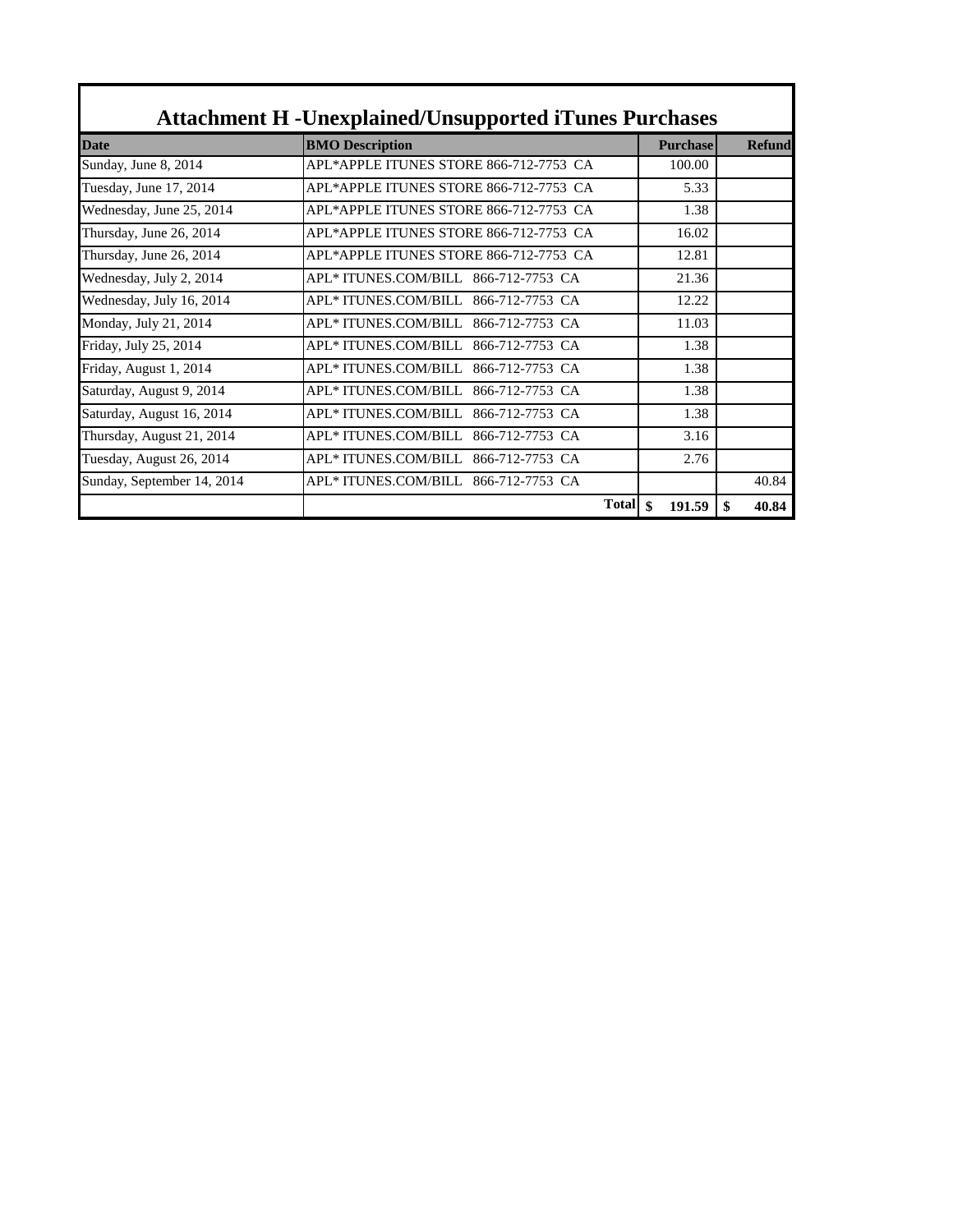## Attachment H -Unexplained/Unsupported iTunes Purchases

| Date | BMO Description | Purchase | Refund |
|---|---|---|---|
| Sunday, June 8, 2014 | APL*APPLE ITUNES STORE 866-712-7753 CA | 100.00 | |
| Tuesday, June 17, 2014 | APL*APPLE ITUNES STORE 866-712-7753 CA | 5.33 | |
| Wednesday, June 25, 2014 | APL*APPLE ITUNES STORE 866-712-7753 CA | 1.38 | |
| Thursday, June 26, 2014 | APL*APPLE ITUNES STORE 866-712-7753 CA | 16.02 | |
| Thursday, June 26, 2014 | APL*APPLE ITUNES STORE 866-712-7753 CA | 12.81 | |
| Wednesday, July 2, 2014 | APL* ITUNES.COM/BILL 866-712-7753 CA | 21.36 | |
| Wednesday, July 16, 2014 | APL* ITUNES.COM/BILL 866-712-7753 CA | 12.22 | |
| Monday, July 21, 2014 | APL* ITUNES.COM/BILL 866-712-7753 CA | 11.03 | |
| Friday, July 25, 2014 | APL* ITUNES.COM/BILL 866-712-7753 CA | 1.38 | |
| Friday, August 1, 2014 | APL* ITUNES.COM/BILL 866-712-7753 CA | 1.38 | |
| Saturday, August 9, 2014 | APL* ITUNES.COM/BILL 866-712-7753 CA | 1.38 | |
| Saturday, August 16, 2014 | APL* ITUNES.COM/BILL 866-712-7753 CA | 1.38 | |
| Thursday, August 21, 2014 | APL* ITUNES.COM/BILL 866-712-7753 CA | 3.16 | |
| Tuesday, August 26, 2014 | APL* ITUNES.COM/BILL 866-712-7753 CA | 2.76 | |
| Sunday, September 14, 2014 | APL* ITUNES.COM/BILL 866-712-7753 CA | | 40.84 |
| | **Total** | **$ 191.59** | **$ 40.84** |